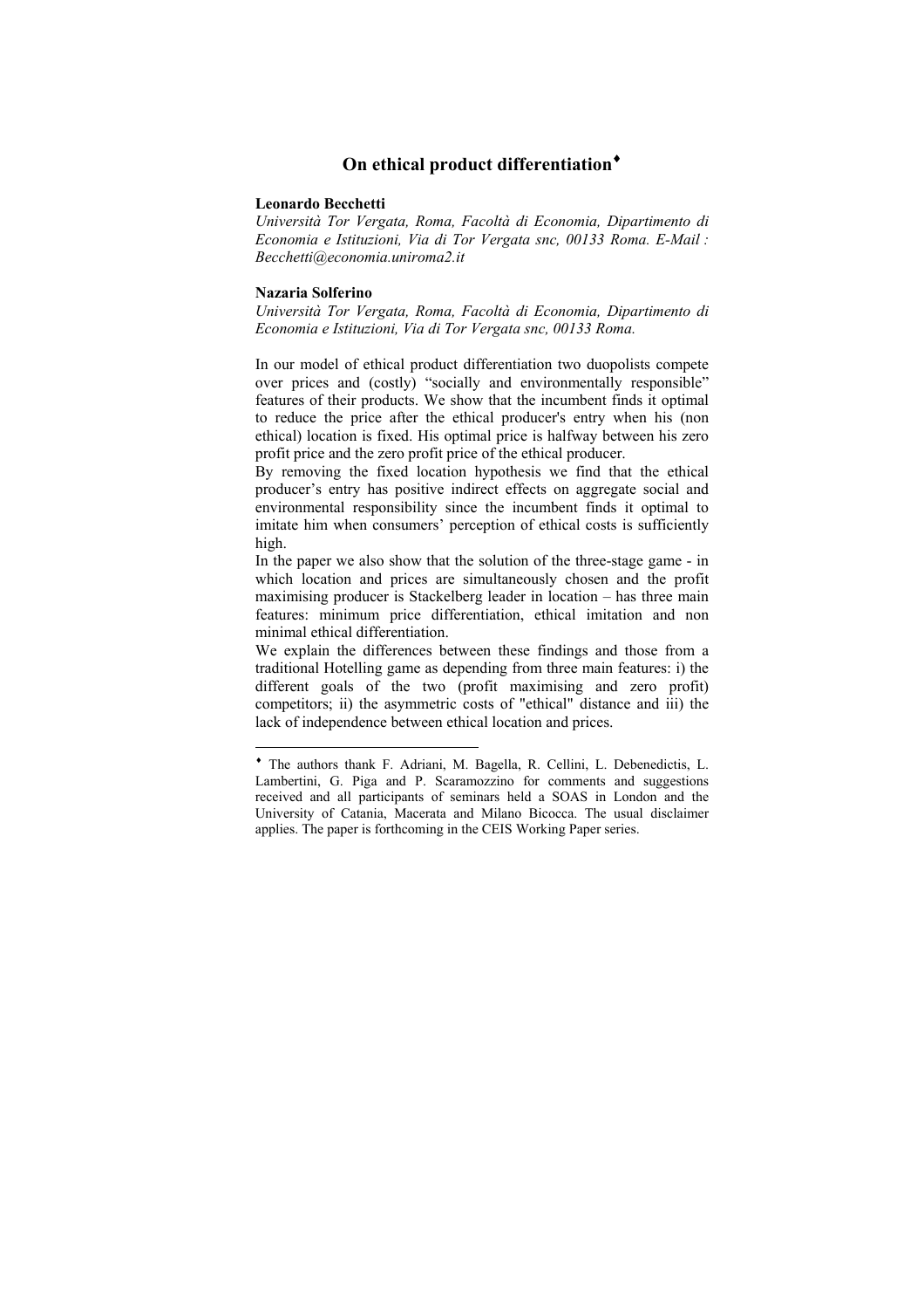# On ethical product differentiation[♦]

**Leonardo Becchetti**

*Università Tor Vergata, Roma, Facoltà di Economia, Dipartimento di Economia e Istituzioni, Via di Tor Vergata snc, 00133 Roma. E-Mail : Becchetti@economia.uniroma2.it*

**Nazaria Solferino**

*Università Tor Vergata, Roma, Facoltà di Economia, Dipartimento di Economia e Istituzioni, Via di Tor Vergata snc, 00133 Roma.*

In our model of ethical product differentiation two duopolists compete over prices and (costly) "socially and environmentally responsible" features of their products. We show that the incumbent finds it optimal to reduce the price after the ethical producer's entry when his (non ethical) location is fixed. His optimal price is halfway between his zero profit price and the zero profit price of the ethical producer.

By removing the fixed location hypothesis we find that the ethical producer's entry has positive indirect effects on aggregate social and environmental responsibility since the incumbent finds it optimal to imitate him when consumers' perception of ethical costs is sufficiently high.

In the paper we also show that the solution of the three-stage game - in which location and prices are simultaneously chosen and the profit maximising producer is Stackelberg leader in location – has three main features: minimum price differentiation, ethical imitation and non minimal ethical differentiation.

We explain the differences between these findings and those from a traditional Hotelling game as depending from three main features: i) the different goals of the two (profit maximising and zero profit) competitors; ii) the asymmetric costs of "ethical" distance and iii) the lack of independence between ethical location and prices.

---

[♦] The authors thank F. Adriani, M. Bagella, R. Cellini, L. Debenedictis, L. Lambertini, G. Piga and P. Scaramozzino for comments and suggestions received and all participants of seminars held a SOAS in London and the University of Catania, Macerata and Milano Bicocca. The usual disclaimer applies. The paper is forthcoming in the CEIS Working Paper series.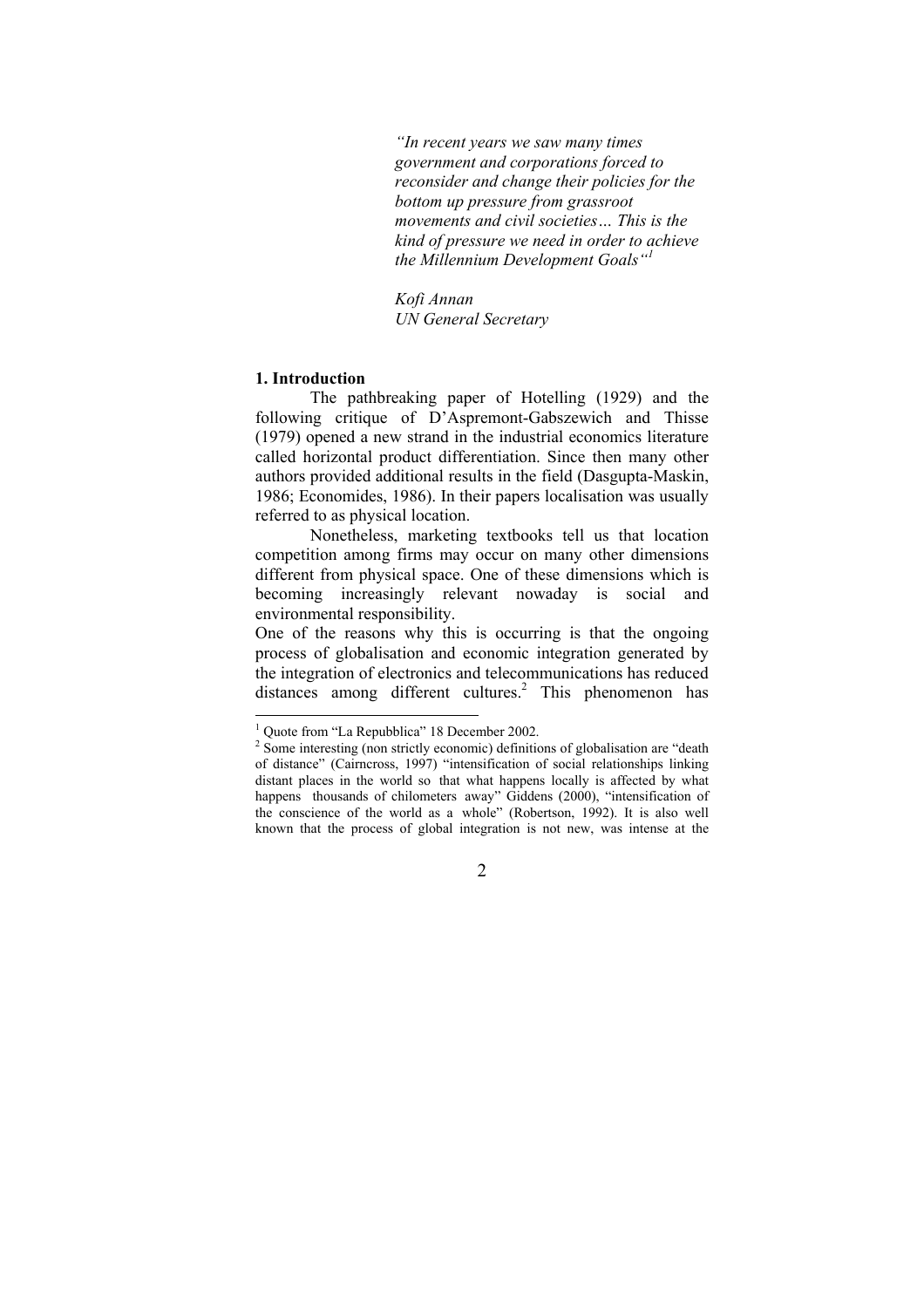*"In recent years we saw many times government and corporations forced to reconsider and change their policies for the bottom up pressure from grassroot movements and civil societies… This is the kind of pressure we need in order to achieve the Millennium Development Goals"*[1]

*Kofi Annan*
*UN General Secretary*

## 1. Introduction

The pathbreaking paper of Hotelling (1929) and the following critique of D'Aspremont-Gabszewich and Thisse (1979) opened a new strand in the industrial economics literature called horizontal product differentiation. Since then many other authors provided additional results in the field (Dasgupta-Maskin, 1986; Economides, 1986). In their papers localisation was usually referred to as physical location.

Nonetheless, marketing textbooks tell us that location competition among firms may occur on many other dimensions different from physical space. One of these dimensions which is becoming increasingly relevant nowaday is social and environmental responsibility.

One of the reasons why this is occurring is that the ongoing process of globalisation and economic integration generated by the integration of electronics and telecommunications has reduced distances among different cultures.[2] This phenomenon has

---

[1] Quote from "La Repubblica" 18 December 2002.

[2] Some interesting (non strictly economic) definitions of globalisation are "death of distance" (Cairncross, 1997) "intensification of social relationships linking distant places in the world so that what happens locally is affected by what happens thousands of chilometers away" Giddens (2000), "intensification of the conscience of the world as a whole" (Robertson, 1992). It is also well known that the process of global integration is not new, was intense at the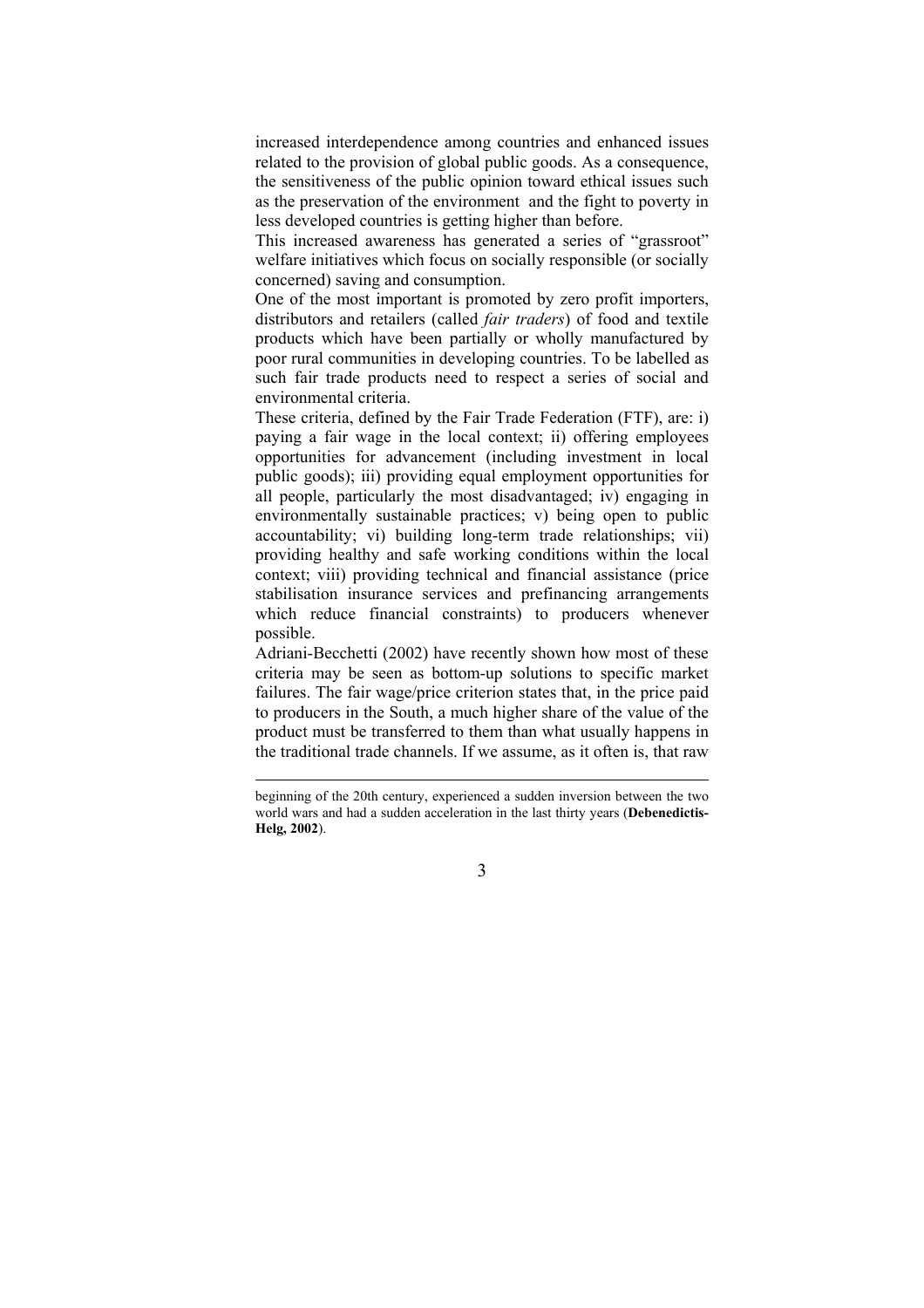increased interdependence among countries and enhanced issues related to the provision of global public goods. As a consequence, the sensitiveness of the public opinion toward ethical issues such as the preservation of the environment and the fight to poverty in less developed countries is getting higher than before.

This increased awareness has generated a series of "grassroot" welfare initiatives which focus on socially responsible (or socially concerned) saving and consumption.

One of the most important is promoted by zero profit importers, distributors and retailers (called *fair traders*) of food and textile products which have been partially or wholly manufactured by poor rural communities in developing countries. To be labelled as such fair trade products need to respect a series of social and environmental criteria.

These criteria, defined by the Fair Trade Federation (FTF), are: i) paying a fair wage in the local context; ii) offering employees opportunities for advancement (including investment in local public goods); iii) providing equal employment opportunities for all people, particularly the most disadvantaged; iv) engaging in environmentally sustainable practices; v) being open to public accountability; vi) building long-term trade relationships; vii) providing healthy and safe working conditions within the local context; viii) providing technical and financial assistance (price stabilisation insurance services and prefinancing arrangements which reduce financial constraints) to producers whenever possible.

Adriani-Becchetti (2002) have recently shown how most of these criteria may be seen as bottom-up solutions to specific market failures. The fair wage/price criterion states that, in the price paid to producers in the South, a much higher share of the value of the product must be transferred to them than what usually happens in the traditional trade channels. If we assume, as it often is, that raw

---

beginning of the 20th century, experienced a sudden inversion between the two world wars and had a sudden acceleration in the last thirty years (**Debenedictis-Helg, 2002**).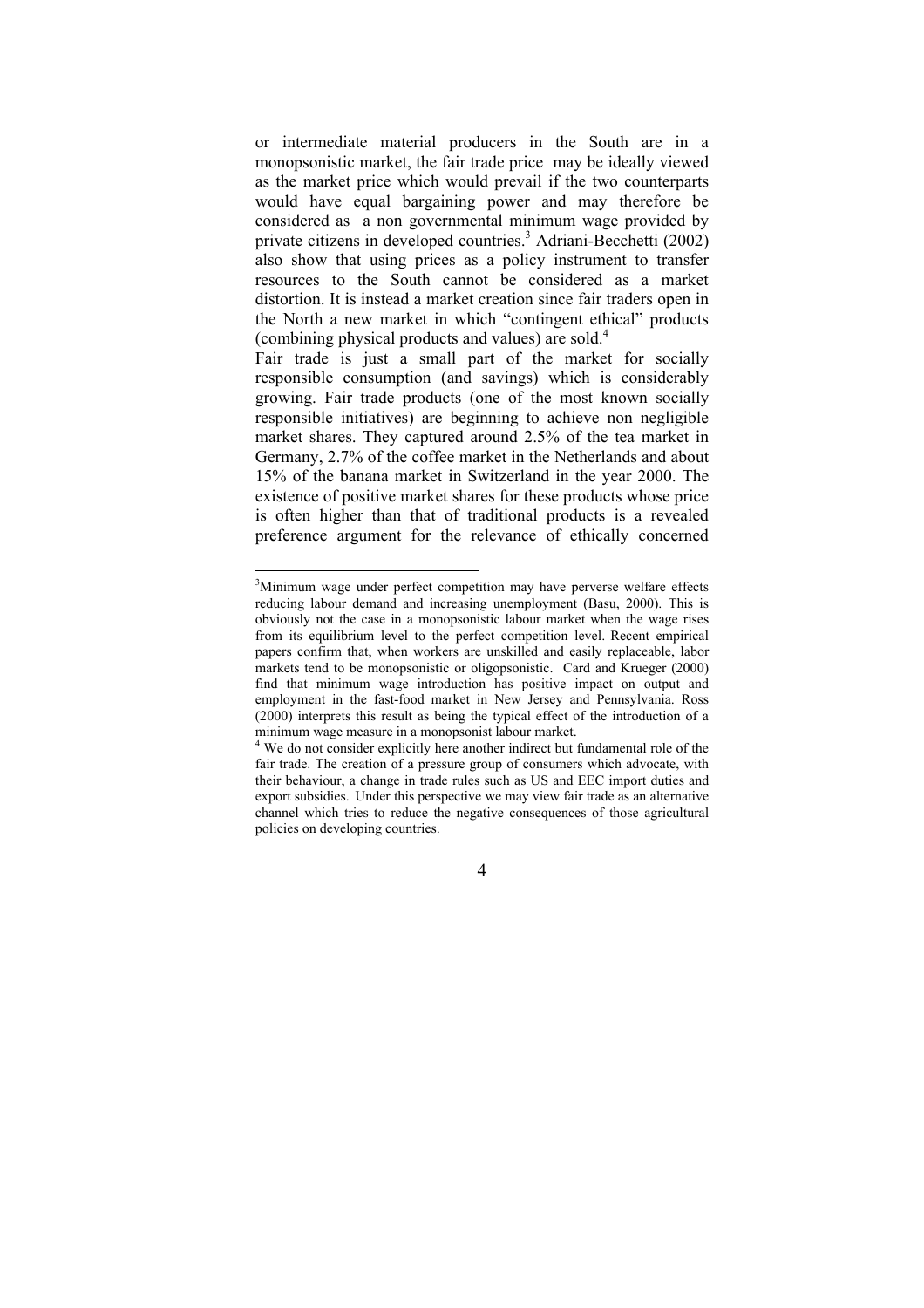or intermediate material producers in the South are in a monopsonistic market, the fair trade price may be ideally viewed as the market price which would prevail if the two counterparts would have equal bargaining power and may therefore be considered as a non governmental minimum wage provided by private citizens in developed countries.[3] Adriani-Becchetti (2002) also show that using prices as a policy instrument to transfer resources to the South cannot be considered as a market distortion. It is instead a market creation since fair traders open in the North a new market in which "contingent ethical" products (combining physical products and values) are sold.[4]

Fair trade is just a small part of the market for socially responsible consumption (and savings) which is considerably growing. Fair trade products (one of the most known socially responsible initiatives) are beginning to achieve non negligible market shares. They captured around 2.5% of the tea market in Germany, 2.7% of the coffee market in the Netherlands and about 15% of the banana market in Switzerland in the year 2000. The existence of positive market shares for these products whose price is often higher than that of traditional products is a revealed preference argument for the relevance of ethically concerned

---

[3] Minimum wage under perfect competition may have perverse welfare effects reducing labour demand and increasing unemployment (Basu, 2000). This is obviously not the case in a monopsonistic labour market when the wage rises from its equilibrium level to the perfect competition level. Recent empirical papers confirm that, when workers are unskilled and easily replaceable, labor markets tend to be monopsonistic or oligopsonistic. Card and Krueger (2000) find that minimum wage introduction has positive impact on output and employment in the fast-food market in New Jersey and Pennsylvania. Ross (2000) interprets this result as being the typical effect of the introduction of a minimum wage measure in a monopsonist labour market.

[4] We do not consider explicitly here another indirect but fundamental role of the fair trade. The creation of a pressure group of consumers which advocate, with their behaviour, a change in trade rules such as US and EEC import duties and export subsidies. Under this perspective we may view fair trade as an alternative channel which tries to reduce the negative consequences of those agricultural policies on developing countries.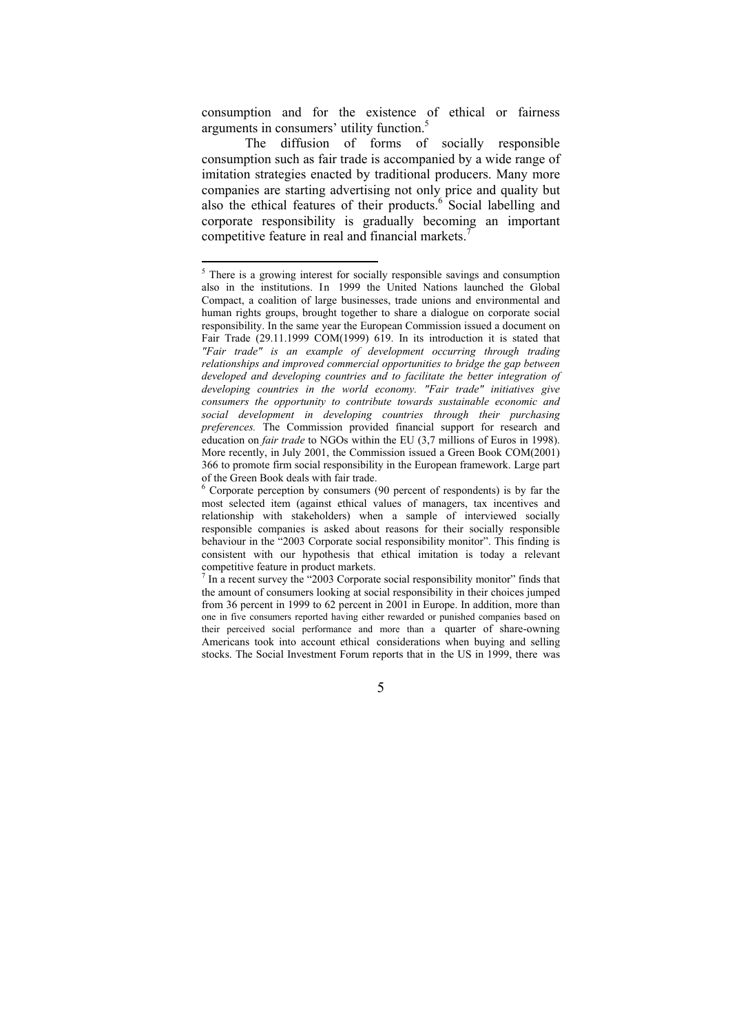consumption and for the existence of ethical or fairness arguments in consumers' utility function.[5]

The diffusion of forms of socially responsible consumption such as fair trade is accompanied by a wide range of imitation strategies enacted by traditional producers. Many more companies are starting advertising not only price and quality but also the ethical features of their products.[6] Social labelling and corporate responsibility is gradually becoming an important competitive feature in real and financial markets.[7]

---

[5] There is a growing interest for socially responsible savings and consumption also in the institutions. In 1999 the United Nations launched the Global Compact, a coalition of large businesses, trade unions and environmental and human rights groups, brought together to share a dialogue on corporate social responsibility. In the same year the European Commission issued a document on Fair Trade (29.11.1999 COM(1999) 619. In its introduction it is stated that *"Fair trade" is an example of development occurring through trading relationships and improved commercial opportunities to bridge the gap between developed and developing countries and to facilitate the better integration of developing countries in the world economy. "Fair trade" initiatives give consumers the opportunity to contribute towards sustainable economic and social development in developing countries through their purchasing preferences.* The Commission provided financial support for research and education on *fair trade* to NGOs within the EU (3,7 millions of Euros in 1998). More recently, in July 2001, the Commission issued a Green Book COM(2001) 366 to promote firm social responsibility in the European framework. Large part of the Green Book deals with fair trade.

[6] Corporate perception by consumers (90 percent of respondents) is by far the most selected item (against ethical values of managers, tax incentives and relationship with stakeholders) when a sample of interviewed socially responsible companies is asked about reasons for their socially responsible behaviour in the "2003 Corporate social responsibility monitor". This finding is consistent with our hypothesis that ethical imitation is today a relevant competitive feature in product markets.

[7] In a recent survey the "2003 Corporate social responsibility monitor" finds that the amount of consumers looking at social responsibility in their choices jumped from 36 percent in 1999 to 62 percent in 2001 in Europe. In addition, more than one in five consumers reported having either rewarded or punished companies based on their perceived social performance and more than a quarter of share-owning Americans took into account ethical considerations when buying and selling stocks. The Social Investment Forum reports that in the US in 1999, there was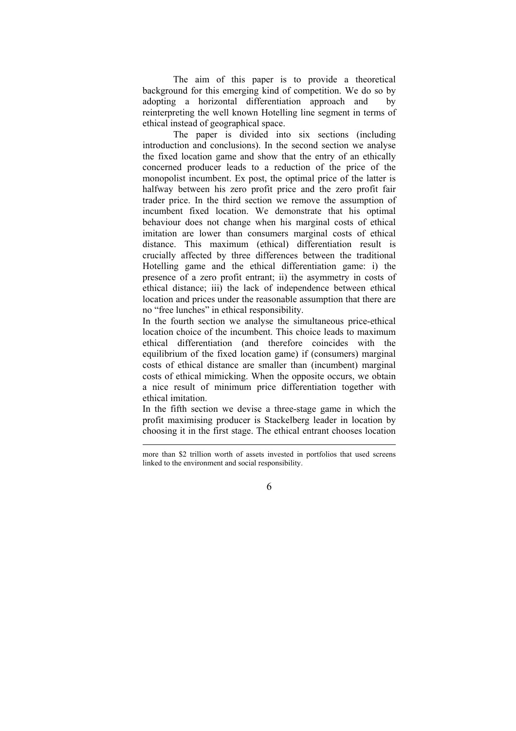The aim of this paper is to provide a theoretical background for this emerging kind of competition. We do so by adopting a horizontal differentiation approach and by reinterpreting the well known Hotelling line segment in terms of ethical instead of geographical space.

The paper is divided into six sections (including introduction and conclusions). In the second section we analyse the fixed location game and show that the entry of an ethically concerned producer leads to a reduction of the price of the monopolist incumbent. Ex post, the optimal price of the latter is halfway between his zero profit price and the zero profit fair trader price. In the third section we remove the assumption of incumbent fixed location. We demonstrate that his optimal behaviour does not change when his marginal costs of ethical imitation are lower than consumers marginal costs of ethical distance. This maximum (ethical) differentiation result is crucially affected by three differences between the traditional Hotelling game and the ethical differentiation game: i) the presence of a zero profit entrant; ii) the asymmetry in costs of ethical distance; iii) the lack of independence between ethical location and prices under the reasonable assumption that there are no "free lunches" in ethical responsibility.

In the fourth section we analyse the simultaneous price-ethical location choice of the incumbent. This choice leads to maximum ethical differentiation (and therefore coincides with the equilibrium of the fixed location game) if (consumers) marginal costs of ethical distance are smaller than (incumbent) marginal costs of ethical mimicking. When the opposite occurs, we obtain a nice result of minimum price differentiation together with ethical imitation.

In the fifth section we devise a three-stage game in which the profit maximising producer is Stackelberg leader in location by choosing it in the first stage. The ethical entrant chooses location

---

more than $2 trillion worth of assets invested in portfolios that used screens linked to the environment and social responsibility.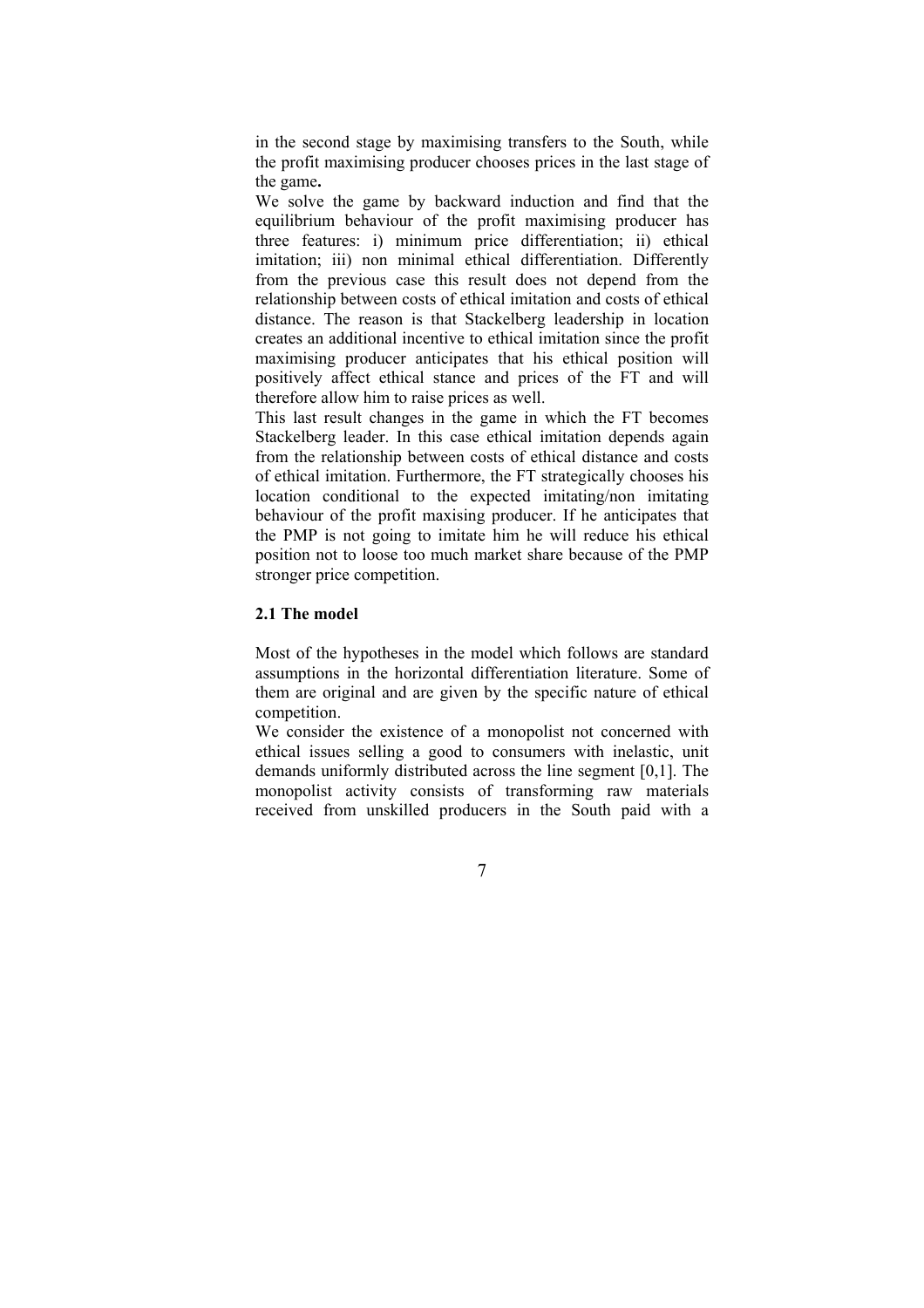in the second stage by maximising transfers to the South, while the profit maximising producer chooses prices in the last stage of the game**.**

We solve the game by backward induction and find that the equilibrium behaviour of the profit maximising producer has three features: i) minimum price differentiation; ii) ethical imitation; iii) non minimal ethical differentiation. Differently from the previous case this result does not depend from the relationship between costs of ethical imitation and costs of ethical distance. The reason is that Stackelberg leadership in location creates an additional incentive to ethical imitation since the profit maximising producer anticipates that his ethical position will positively affect ethical stance and prices of the FT and will therefore allow him to raise prices as well.

This last result changes in the game in which the FT becomes Stackelberg leader. In this case ethical imitation depends again from the relationship between costs of ethical distance and costs of ethical imitation. Furthermore, the FT strategically chooses his location conditional to the expected imitating/non imitating behaviour of the profit maxising producer. If he anticipates that the PMP is not going to imitate him he will reduce his ethical position not to loose too much market share because of the PMP stronger price competition.

### 2.1 The model

Most of the hypotheses in the model which follows are standard assumptions in the horizontal differentiation literature. Some of them are original and are given by the specific nature of ethical competition.

We consider the existence of a monopolist not concerned with ethical issues selling a good to consumers with inelastic, unit demands uniformly distributed across the line segment [0,1]. The monopolist activity consists of transforming raw materials received from unskilled producers in the South paid with a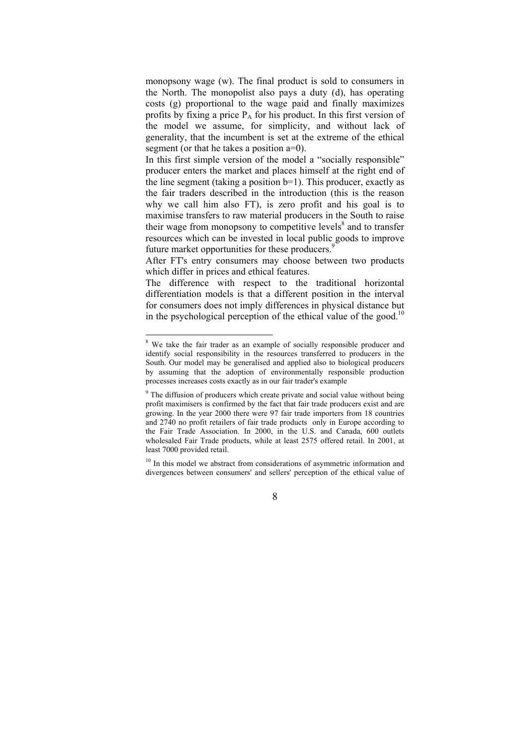monopsony wage (w). The final product is sold to consumers in the North. The monopolist also pays a duty (d), has operating costs (g) proportional to the wage paid and finally maximizes profits by fixing a price $P_A$ for his product. In this first version of the model we assume, for simplicity, and without lack of generality, that the incumbent is set at the extreme of the ethical segment (or that he takes a position a=0).

In this first simple version of the model a "socially responsible" producer enters the market and places himself at the right end of the line segment (taking a position b=1). This producer, exactly as the fair traders described in the introduction (this is the reason why we call him also FT), is zero profit and his goal is to maximise transfers to raw material producers in the South to raise their wage from monopsony to competitive levels[8] and to transfer resources which can be invested in local public goods to improve future market opportunities for these producers.[9]

After FT's entry consumers may choose between two products which differ in prices and ethical features.

The difference with respect to the traditional horizontal differentiation models is that a different position in the interval for consumers does not imply differences in physical distance but in the psychological perception of the ethical value of the good.[10]

---

[8] We take the fair trader as an example of socially responsible producer and identify social responsibility in the resources transferred to producers in the South. Our model may be generalised and applied also to biological producers by assuming that the adoption of environmentally responsible production processes increases costs exactly as in our fair trader's example

[9] The diffusion of producers which create private and social value without being profit maximisers is confirmed by the fact that fair trade producers exist and are growing. In the year 2000 there were 97 fair trade importers from 18 countries and 2740 no profit retailers of fair trade products only in Europe according to the Fair Trade Association. In 2000, in the U.S. and Canada, 600 outlets wholesaled Fair Trade products, while at least 2575 offered retail. In 2001, at least 7000 provided retail.

[10] In this model we abstract from considerations of asymmetric information and divergences between consumers' and sellers' perception of the ethical value of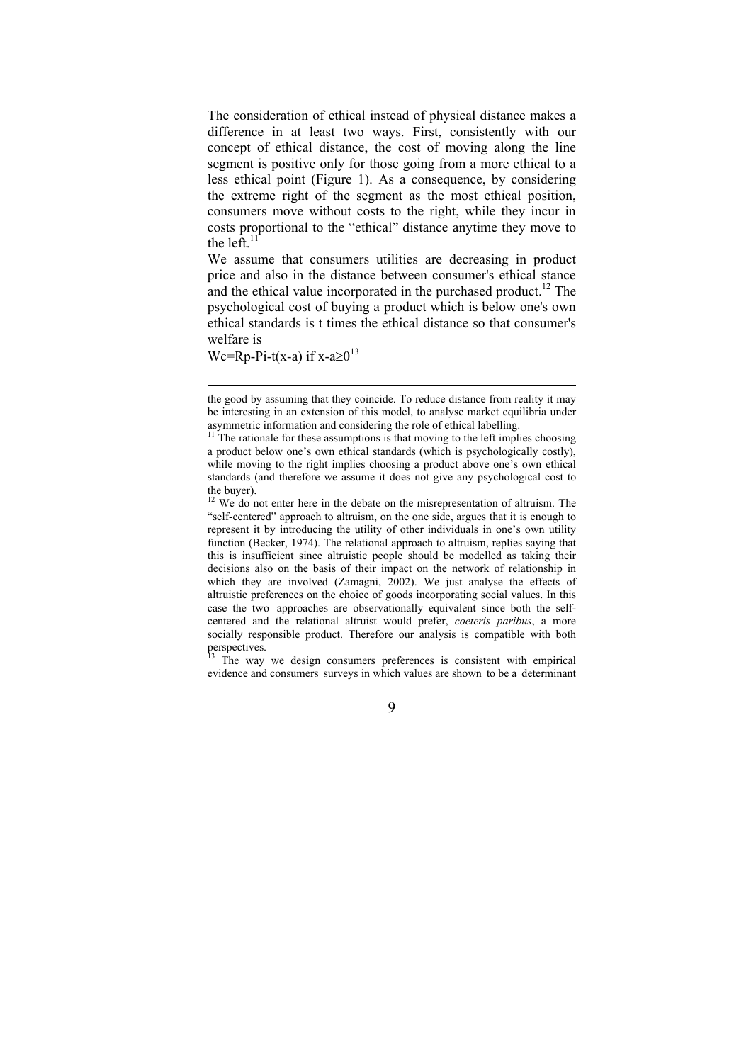The consideration of ethical instead of physical distance makes a difference in at least two ways. First, consistently with our concept of ethical distance, the cost of moving along the line segment is positive only for those going from a more ethical to a less ethical point (Figure 1). As a consequence, by considering the extreme right of the segment as the most ethical position, consumers move without costs to the right, while they incur in costs proportional to the "ethical" distance anytime they move to the left.[11]

We assume that consumers utilities are decreasing in product price and also in the distance between consumer's ethical stance and the ethical value incorporated in the purchased product.[12] The psychological cost of buying a product which is below one's own ethical standards is t times the ethical distance so that consumer's welfare is

$Wc=Rp-Pi-t(x-a)$ if $x-a\geq 0$[13]

---

the good by assuming that they coincide. To reduce distance from reality it may be interesting in an extension of this model, to analyse market equilibria under asymmetric information and considering the role of ethical labelling.

[11] The rationale for these assumptions is that moving to the left implies choosing a product below one's own ethical standards (which is psychologically costly), while moving to the right implies choosing a product above one's own ethical standards (and therefore we assume it does not give any psychological cost to the buyer).

[12] We do not enter here in the debate on the misrepresentation of altruism. The "self-centered" approach to altruism, on the one side, argues that it is enough to represent it by introducing the utility of other individuals in one's own utility function (Becker, 1974). The relational approach to altruism, replies saying that this is insufficient since altruistic people should be modelled as taking their decisions also on the basis of their impact on the network of relationship in which they are involved (Zamagni, 2002). We just analyse the effects of altruistic preferences on the choice of goods incorporating social values. In this case the two approaches are observationally equivalent since both the self-centered and the relational altruist would prefer, *coeteris paribus*, a more socially responsible product. Therefore our analysis is compatible with both perspectives.

[13] The way we design consumers preferences is consistent with empirical evidence and consumers surveys in which values are shown to be a determinant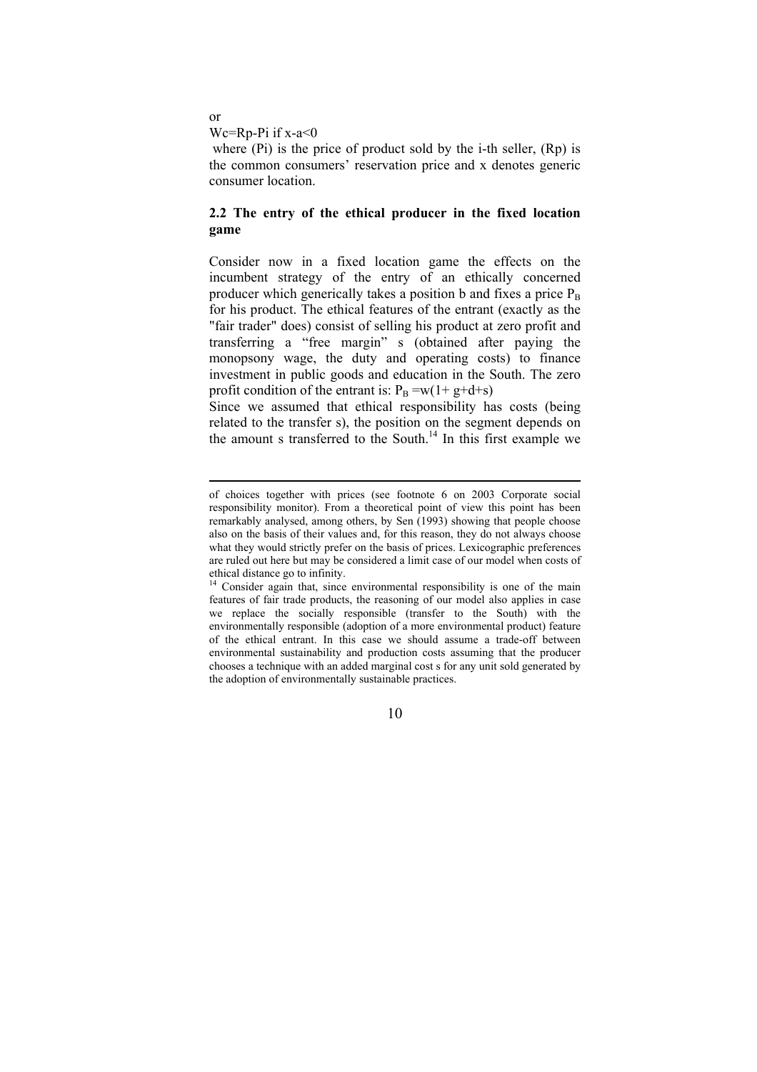or

$Wc=Rp-Pi$ if $x-a<0$

where (Pi) is the price of product sold by the i-th seller, (Rp) is the common consumers' reservation price and x denotes generic consumer location.

### 2.2 The entry of the ethical producer in the fixed location game

Consider now in a fixed location game the effects on the incumbent strategy of the entry of an ethically concerned producer which generically takes a position b and fixes a price $P_B$ for his product. The ethical features of the entrant (exactly as the "fair trader" does) consist of selling his product at zero profit and transferring a "free margin" s (obtained after paying the monopsony wage, the duty and operating costs) to finance investment in public goods and education in the South. The zero profit condition of the entrant is: $P_B = w(1+ g+d+s)$

Since we assumed that ethical responsibility has costs (being related to the transfer s), the position on the segment depends on the amount s transferred to the South.[14] In this first example we

---

of choices together with prices (see footnote 6 on 2003 Corporate social responsibility monitor). From a theoretical point of view this point has been remarkably analysed, among others, by Sen (1993) showing that people choose also on the basis of their values and, for this reason, they do not always choose what they would strictly prefer on the basis of prices. Lexicographic preferences are ruled out here but may be considered a limit case of our model when costs of ethical distance go to infinity.

[14] Consider again that, since environmental responsibility is one of the main features of fair trade products, the reasoning of our model also applies in case we replace the socially responsible (transfer to the South) with the environmentally responsible (adoption of a more environmental product) feature of the ethical entrant. In this case we should assume a trade-off between environmental sustainability and production costs assuming that the producer chooses a technique with an added marginal cost s for any unit sold generated by the adoption of environmentally sustainable practices.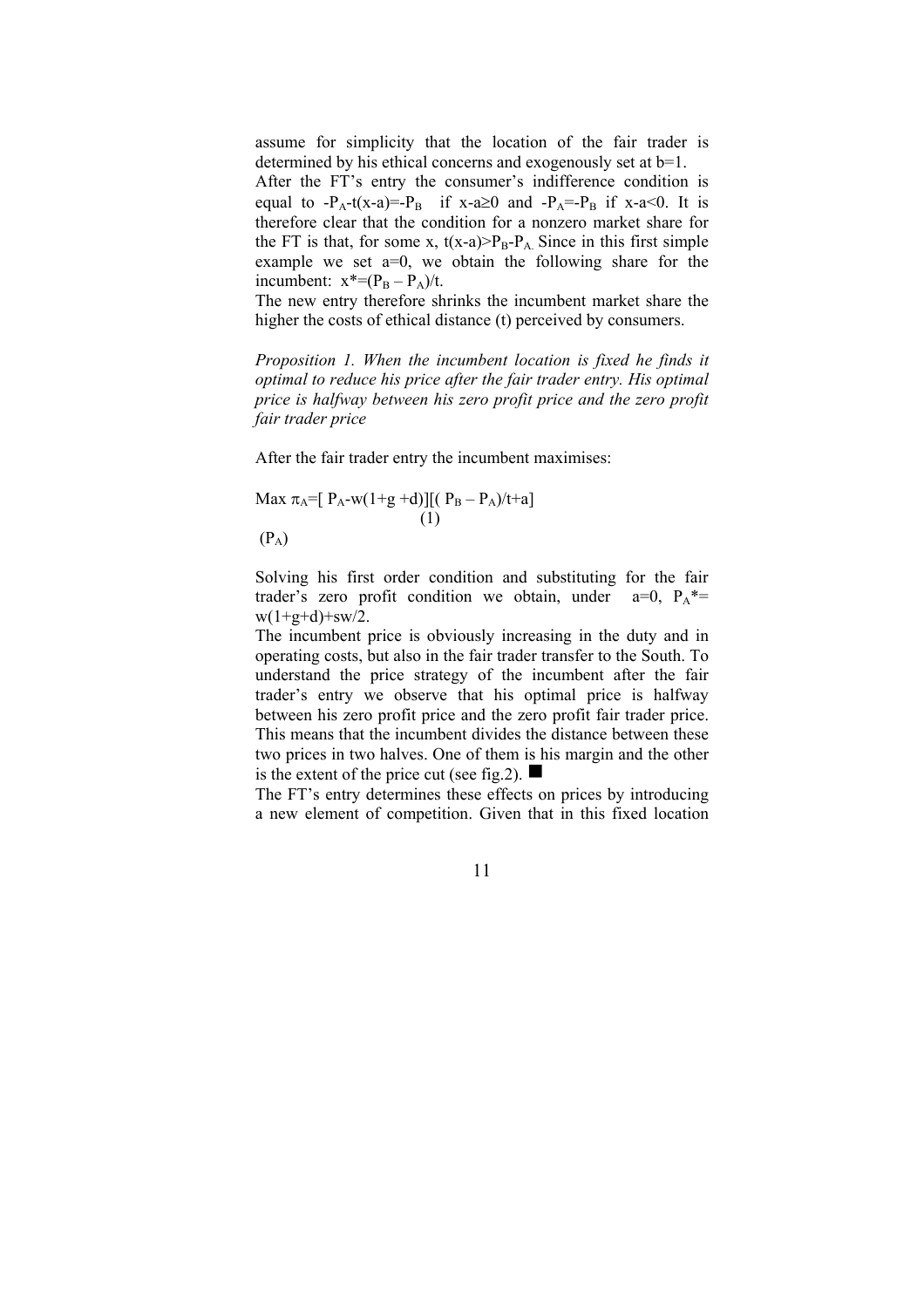assume for simplicity that the location of the fair trader is determined by his ethical concerns and exogenously set at b=1.
After the FT's entry the consumer's indifference condition is equal to $-P_A-t(x-a)=-P_B$ if $x-a\geq 0$ and $-P_A=-P_B$ if $x-a<0$. It is therefore clear that the condition for a nonzero market share for the FT is that, for some x, $t(x-a)>P_B-P_A$. Since in this first simple example we set a=0, we obtain the following share for the incumbent: $x^*=(P_B - P_A)/t$.
The new entry therefore shrinks the incumbent market share the higher the costs of ethical distance (t) perceived by consumers.

*Proposition 1. When the incumbent location is fixed he finds it optimal to reduce his price after the fair trader entry. His optimal price is halfway between his zero profit price and the zero profit fair trader price*

After the fair trader entry the incumbent maximises:

$$\underset{(P_A)}{\text{Max}}\ \pi_A=[P_A-w(1+g+d)][(P_B - P_A)/t+a] \quad (1)$$

Solving his first order condition and substituting for the fair trader's zero profit condition we obtain, under a=0, $P_A^*= w(1+g+d)+sw/2$.
The incumbent price is obviously increasing in the duty and in operating costs, but also in the fair trader transfer to the South. To understand the price strategy of the incumbent after the fair trader's entry we observe that his optimal price is halfway between his zero profit price and the zero profit fair trader price. This means that the incumbent divides the distance between these two prices in two halves. One of them is his margin and the other is the extent of the price cut (see fig.2). ■
The FT's entry determines these effects on prices by introducing a new element of competition. Given that in this fixed location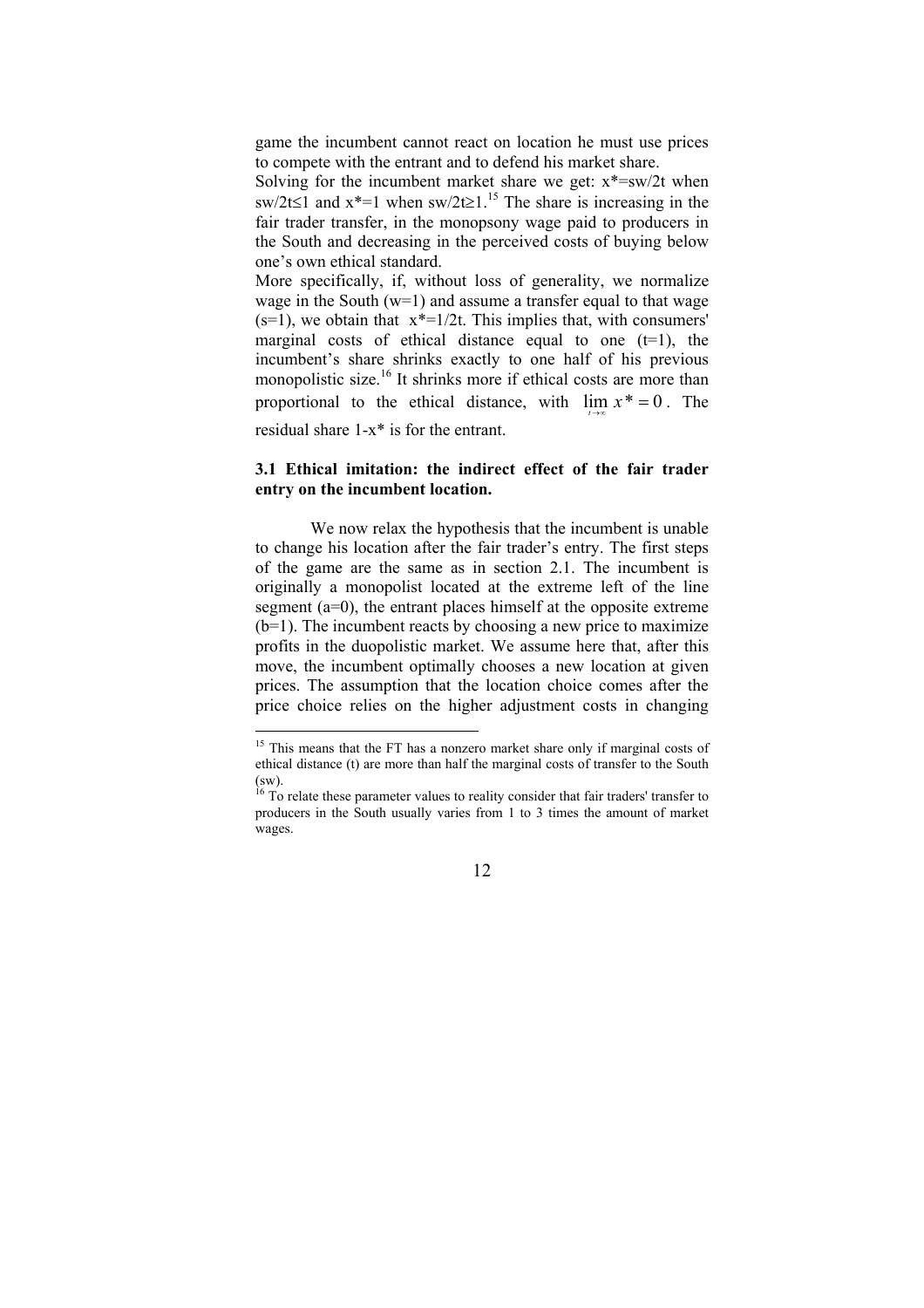game the incumbent cannot react on location he must use prices to compete with the entrant and to defend his market share.

Solving for the incumbent market share we get: $x^*=sw/2t$ when $sw/2t\leq 1$ and $x^*=1$ when $sw/2t\geq 1$.[15] The share is increasing in the fair trader transfer, in the monopsony wage paid to producers in the South and decreasing in the perceived costs of buying below one's own ethical standard.

More specifically, if, without loss of generality, we normalize wage in the South ($w=1$) and assume a transfer equal to that wage ($s=1$), we obtain that $x^*=1/2t$. This implies that, with consumers' marginal costs of ethical distance equal to one ($t=1$), the incumbent's share shrinks exactly to one half of his previous monopolistic size.[16] It shrinks more if ethical costs are more than proportional to the ethical distance, with $\lim_{t\to\infty} x^* = 0$. The residual share $1-x^*$ is for the entrant.

### 3.1 Ethical imitation: the indirect effect of the fair trader entry on the incumbent location.

We now relax the hypothesis that the incumbent is unable to change his location after the fair trader's entry. The first steps of the game are the same as in section 2.1. The incumbent is originally a monopolist located at the extreme left of the line segment ($a=0$), the entrant places himself at the opposite extreme ($b=1$). The incumbent reacts by choosing a new price to maximize profits in the duopolistic market. We assume here that, after this move, the incumbent optimally chooses a new location at given prices. The assumption that the location choice comes after the price choice relies on the higher adjustment costs in changing

---

[15] This means that the FT has a nonzero market share only if marginal costs of ethical distance ($t$) are more than half the marginal costs of transfer to the South ($sw$).

[16] To relate these parameter values to reality consider that fair traders' transfer to producers in the South usually varies from 1 to 3 times the amount of market wages.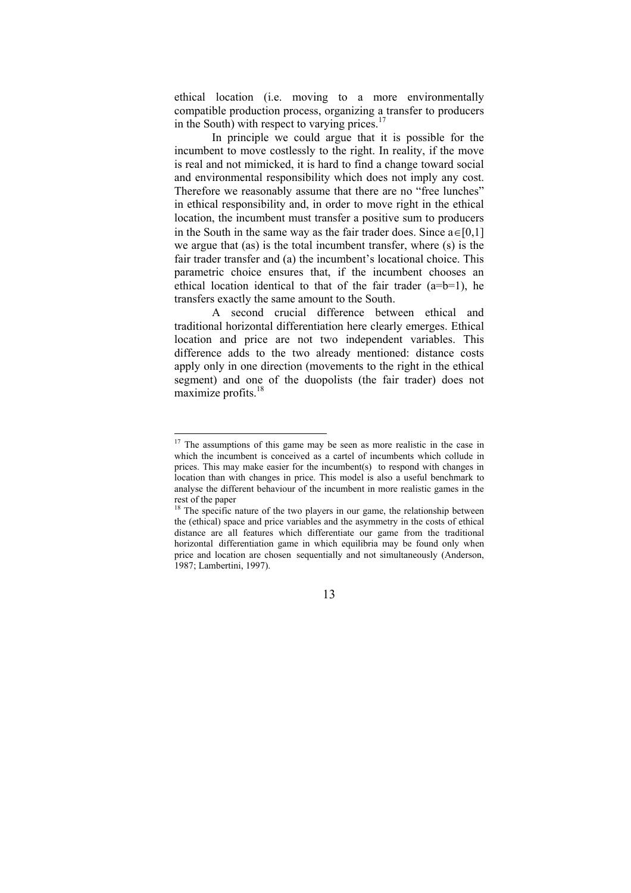ethical location (i.e. moving to a more environmentally compatible production process, organizing a transfer to producers in the South) with respect to varying prices.[17]

In principle we could argue that it is possible for the incumbent to move costlessly to the right. In reality, if the move is real and not mimicked, it is hard to find a change toward social and environmental responsibility which does not imply any cost. Therefore we reasonably assume that there are no "free lunches" in ethical responsibility and, in order to move right in the ethical location, the incumbent must transfer a positive sum to producers in the South in the same way as the fair trader does. Since $a \in [0,1]$ we argue that $(as)$ is the total incumbent transfer, where $(s)$ is the fair trader transfer and $(a)$ the incumbent's locational choice. This parametric choice ensures that, if the incumbent chooses an ethical location identical to that of the fair trader $(a=b=1)$, he transfers exactly the same amount to the South.

A second crucial difference between ethical and traditional horizontal differentiation here clearly emerges. Ethical location and price are not two independent variables. This difference adds to the two already mentioned: distance costs apply only in one direction (movements to the right in the ethical segment) and one of the duopolists (the fair trader) does not maximize profits.[18]

---

[17] The assumptions of this game may be seen as more realistic in the case in which the incumbent is conceived as a cartel of incumbents which collude in prices. This may make easier for the incumbent(s) to respond with changes in location than with changes in price. This model is also a useful benchmark to analyse the different behaviour of the incumbent in more realistic games in the rest of the paper

[18] The specific nature of the two players in our game, the relationship between the (ethical) space and price variables and the asymmetry in the costs of ethical distance are all features which differentiate our game from the traditional horizontal differentiation game in which equilibria may be found only when price and location are chosen sequentially and not simultaneously (Anderson, 1987; Lambertini, 1997).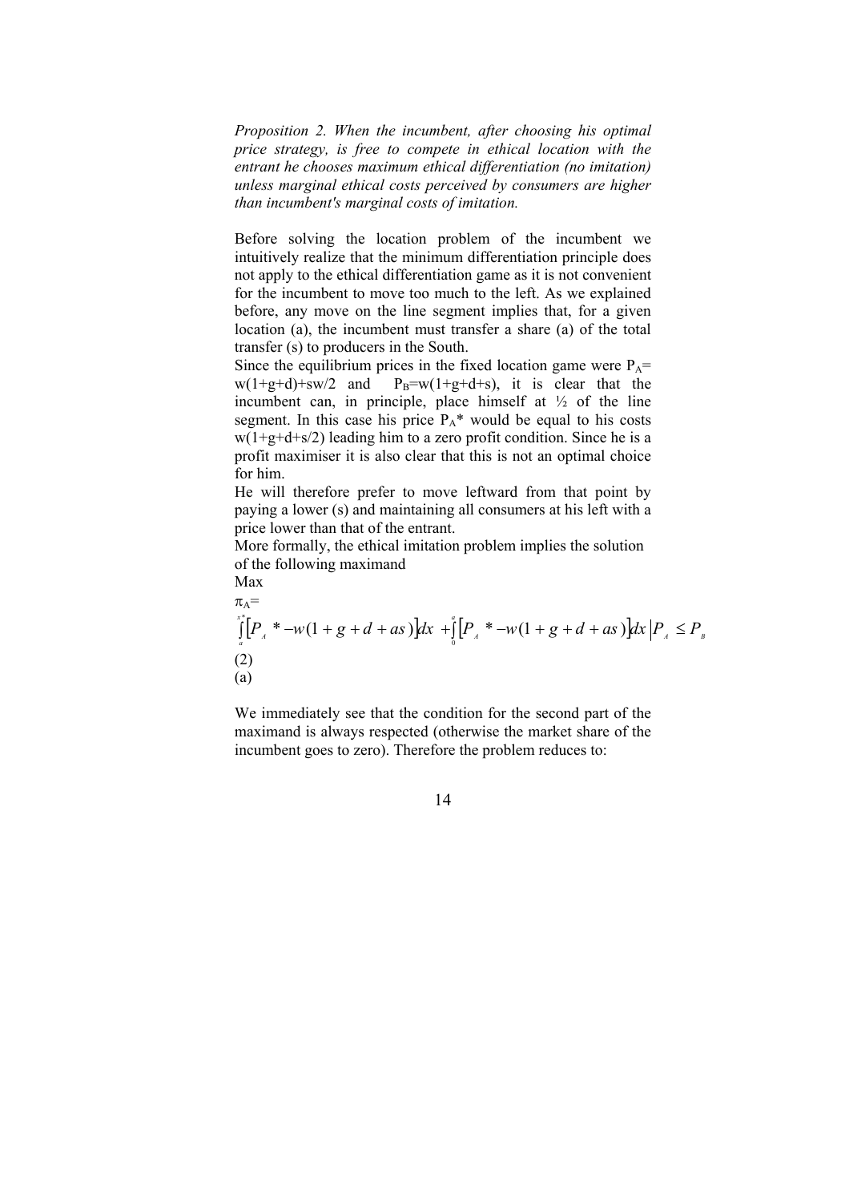*Proposition 2. When the incumbent, after choosing his optimal price strategy, is free to compete in ethical location with the entrant he chooses maximum ethical differentiation (no imitation) unless marginal ethical costs perceived by consumers are higher than incumbent's marginal costs of imitation.*

Before solving the location problem of the incumbent we intuitively realize that the minimum differentiation principle does not apply to the ethical differentiation game as it is not convenient for the incumbent to move too much to the left. As we explained before, any move on the line segment implies that, for a given location (a), the incumbent must transfer a share (a) of the total transfer (s) to producers in the South.

Since the equilibrium prices in the fixed location game were $P_A = w(1+g+d)+sw/2$ and $P_B=w(1+g+d+s)$, it is clear that the incumbent can, in principle, place himself at ½ of the line segment. In this case his price $P_A$* would be equal to his costs $w(1+g+d+s/2)$ leading him to a zero profit condition. Since he is a profit maximiser it is also clear that this is not an optimal choice for him.

He will therefore prefer to move leftward from that point by paying a lower (s) and maintaining all consumers at his left with a price lower than that of the entrant.

More formally, the ethical imitation problem implies the solution of the following maximand

Max

(a)

$$\pi_A = \int_a^{x^*} \left[P_A * - w(1+g+d+as)\right] dx + \int_0^a \left[P_A * - w(1+g+d+as)\right] dx \,\middle|\, P_A \le P_B \qquad (2)$$

We immediately see that the condition for the second part of the maximand is always respected (otherwise the market share of the incumbent goes to zero). Therefore the problem reduces to: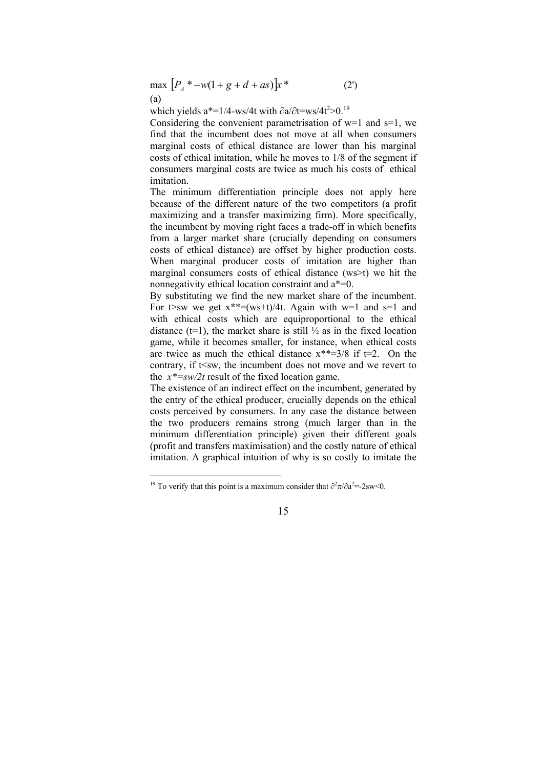$$\max_{(a)} \left[P_A^* - w(1+g+d+as)\right]x^* \qquad (2')$$

which yields $a^*=1/4-ws/4t$ with $\partial a/\partial t = ws/4t^2 > 0$.[19]

Considering the convenient parametrisation of $w=1$ and $s=1$, we find that the incumbent does not move at all when consumers marginal costs of ethical distance are lower than his marginal costs of ethical imitation, while he moves to 1/8 of the segment if consumers marginal costs are twice as much his costs of ethical imitation.

The minimum differentiation principle does not apply here because of the different nature of the two competitors (a profit maximizing and a transfer maximizing firm). More specifically, the incumbent by moving right faces a trade-off in which benefits from a larger market share (crucially depending on consumers costs of ethical distance) are offset by higher production costs. When marginal producer costs of imitation are higher than marginal consumers costs of ethical distance ($ws>t$) we hit the nonnegativity ethical location constraint and $a^*=0$.

By substituting we find the new market share of the incumbent. For $t>sw$ we get $x^{**}=(ws+t)/4t$. Again with $w=1$ and $s=1$ and with ethical costs which are equiproportional to the ethical distance ($t=1$), the market share is still ½ as in the fixed location game, while it becomes smaller, for instance, when ethical costs are twice as much the ethical distance $x^{**}=3/8$ if $t=2$. On the contrary, if $t<sw$, the incumbent does not move and we revert to the $x^*=sw/2t$ result of the fixed location game.

The existence of an indirect effect on the incumbent, generated by the entry of the ethical producer, crucially depends on the ethical costs perceived by consumers. In any case the distance between the two producers remains strong (much larger than in the minimum differentiation principle) given their different goals (profit and transfers maximisation) and the costly nature of ethical imitation. A graphical intuition of why is so costly to imitate the

---

[19] To verify that this point is a maximum consider that $\partial^2\pi/\partial a^2=-2sw<0$.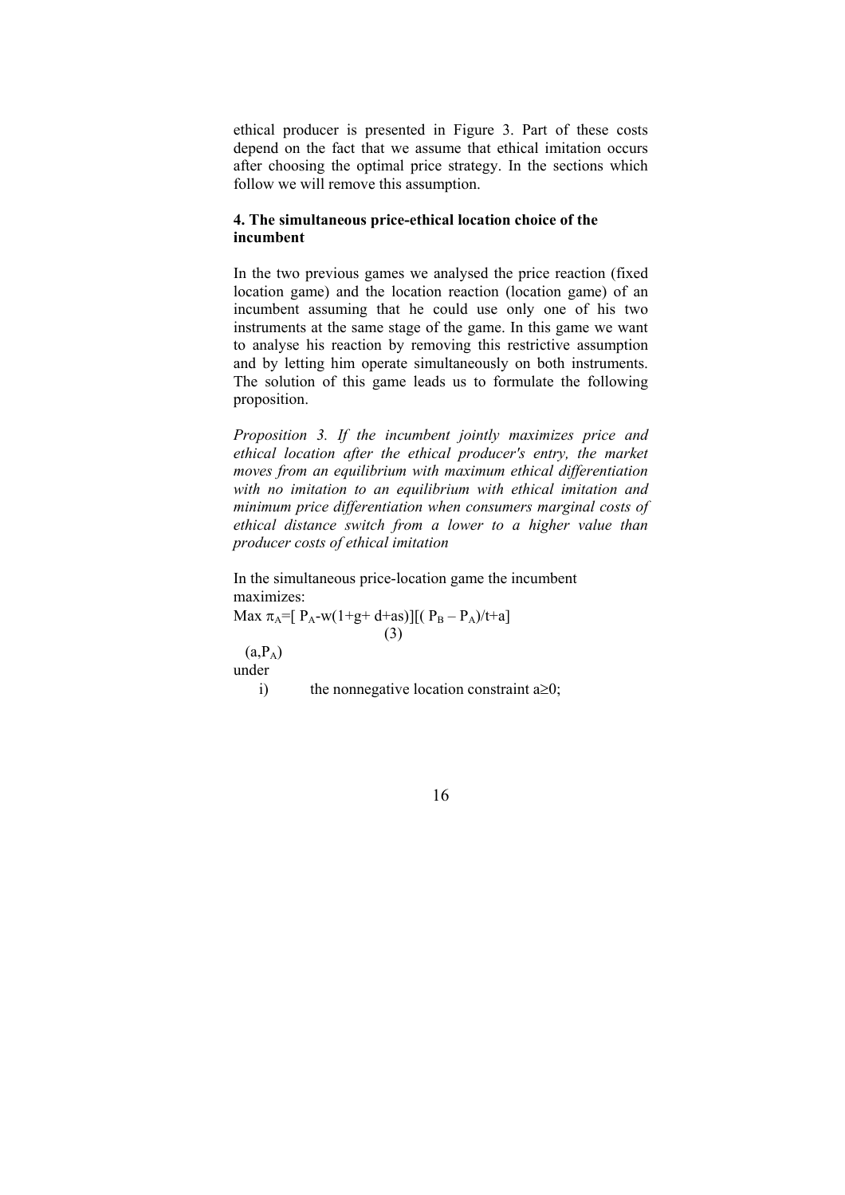ethical producer is presented in Figure 3. Part of these costs depend on the fact that we assume that ethical imitation occurs after choosing the optimal price strategy. In the sections which follow we will remove this assumption.

### 4. The simultaneous price-ethical location choice of the incumbent

In the two previous games we analysed the price reaction (fixed location game) and the location reaction (location game) of an incumbent assuming that he could use only one of his two instruments at the same stage of the game. In this game we want to analyse his reaction by removing this restrictive assumption and by letting him operate simultaneously on both instruments. The solution of this game leads us to formulate the following proposition.

*Proposition 3. If the incumbent jointly maximizes price and ethical location after the ethical producer's entry, the market moves from an equilibrium with maximum ethical differentiation with no imitation to an equilibrium with ethical imitation and minimum price differentiation when consumers marginal costs of ethical distance switch from a lower to a higher value than producer costs of ethical imitation*

In the simultaneous price-location game the incumbent maximizes:

$$\max_{(a,P_A)} \pi_A=[\, P_A-w(1+g+ d+as)][( P_B – P_A)/t+a] \tag{3}$$

under

i) the nonnegative location constraint $a \geq 0$;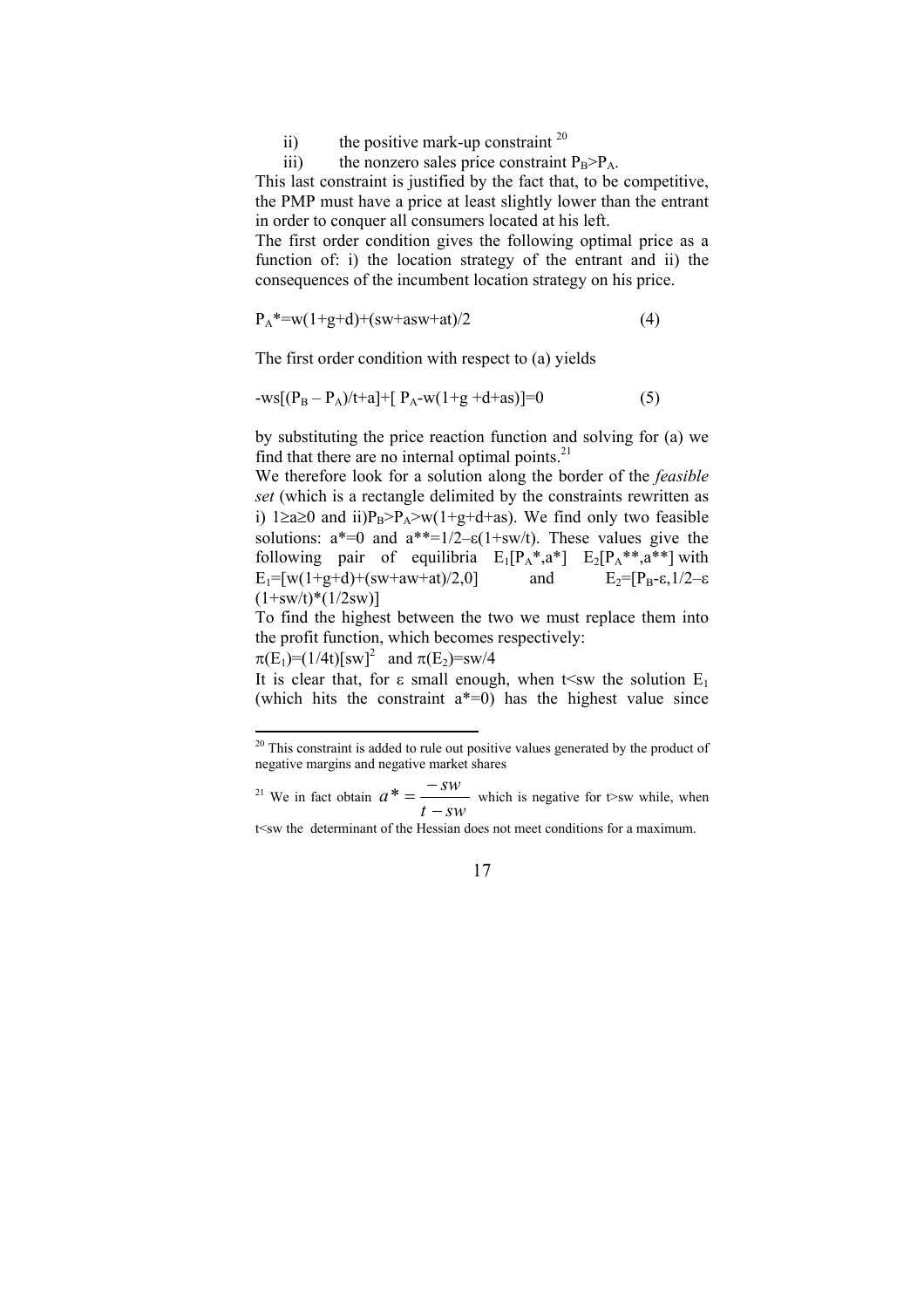ii) the positive mark-up constraint [20]

iii) the nonzero sales price constraint $P_B > P_A$.

This last constraint is justified by the fact that, to be competitive, the PMP must have a price at least slightly lower than the entrant in order to conquer all consumers located at his left.

The first order condition gives the following optimal price as a function of: i) the location strategy of the entrant and ii) the consequences of the incumbent location strategy on his price.

$$P_A^* = w(1+g+d) + (sw + asw + at)/2 \tag{4}$$

The first order condition with respect to (a) yields

$$-ws[(P_B - P_A)/t + a] + [P_A - w(1+g+d+as)] = 0 \tag{5}$$

by substituting the price reaction function and solving for (a) we find that there are no internal optimal points.[21]

We therefore look for a solution along the border of the *feasible set* (which is a rectangle delimited by the constraints rewritten as i) $1 \geq a \geq 0$ and ii) $P_B > P_A > w(1+g+d+as)$. We find only two feasible solutions: $a^* = 0$ and $a^{**} = 1/2 - \varepsilon(1+sw/t)$. These values give the following pair of equilibria $E_1[P_A^*, a^*]$ $E_2[P_A^{**}, a^{**}]$ with $E_1 = [w(1+g+d) + (sw+aw+at)/2, 0]$ and $E_2 = [P_B - \varepsilon, 1/2 - \varepsilon(1+sw/t)*(1/2sw)]$

To find the highest between the two we must replace them into the profit function, which becomes respectively:

$\pi(E_1) = (1/4t)[sw]^2$ and $\pi(E_2) = sw/4$

It is clear that, for $\varepsilon$ small enough, when $t < sw$ the solution $E_1$ (which hits the constraint $a^* = 0$) has the highest value since

---

[20] This constraint is added to rule out positive values generated by the product of negative margins and negative market shares

[21] We in fact obtain $a^* = \dfrac{-sw}{t - sw}$ which is negative for $t > sw$ while, when $t < sw$ the determinant of the Hessian does not meet conditions for a maximum.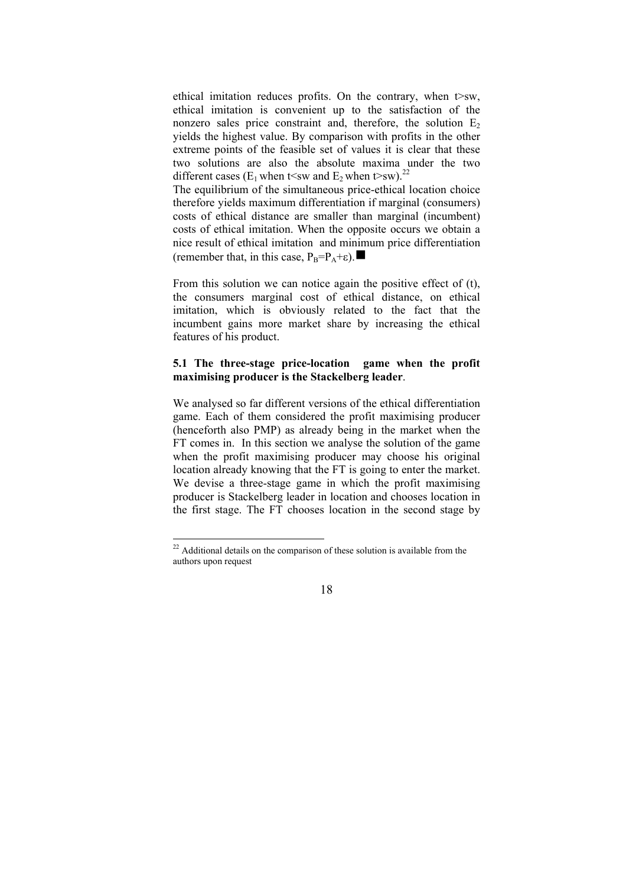ethical imitation reduces profits. On the contrary, when $t>sw$, ethical imitation is convenient up to the satisfaction of the nonzero sales price constraint and, therefore, the solution $E_2$ yields the highest value. By comparison with profits in the other extreme points of the feasible set of values it is clear that these two solutions are also the absolute maxima under the two different cases ($E_1$ when $t<sw$ and $E_2$ when $t>sw$).[22]

The equilibrium of the simultaneous price-ethical location choice therefore yields maximum differentiation if marginal (consumers) costs of ethical distance are smaller than marginal (incumbent) costs of ethical imitation. When the opposite occurs we obtain a nice result of ethical imitation and minimum price differentiation (remember that, in this case, $P_B=P_A+\varepsilon$).■

From this solution we can notice again the positive effect of (t), the consumers marginal cost of ethical distance, on ethical imitation, which is obviously related to the fact that the incumbent gains more market share by increasing the ethical features of his product.

### 5.1 The three-stage price-location game when the profit maximising producer is the Stackelberg leader.

We analysed so far different versions of the ethical differentiation game. Each of them considered the profit maximising producer (henceforth also PMP) as already being in the market when the FT comes in. In this section we analyse the solution of the game when the profit maximising producer may choose his original location already knowing that the FT is going to enter the market. We devise a three-stage game in which the profit maximising producer is Stackelberg leader in location and chooses location in the first stage. The FT chooses location in the second stage by

[22] Additional details on the comparison of these solution is available from the authors upon request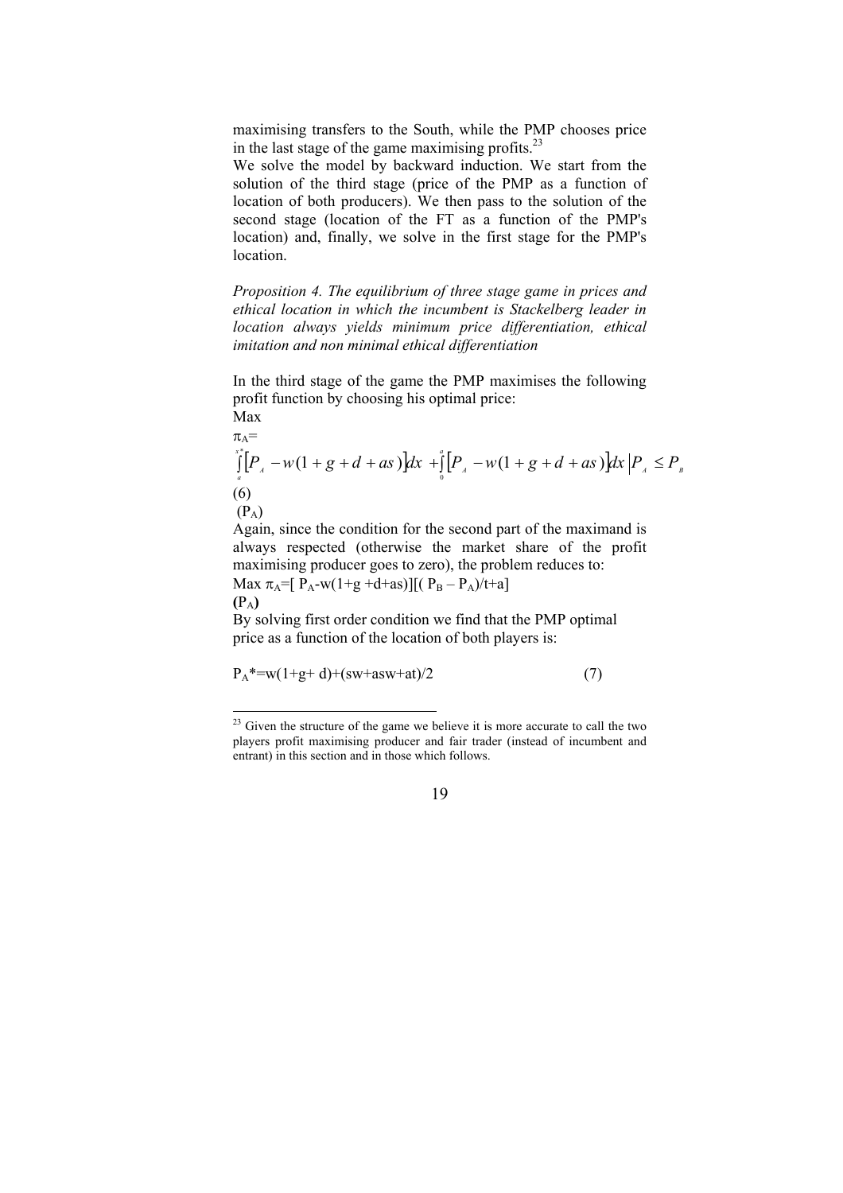maximising transfers to the South, while the PMP chooses price in the last stage of the game maximising profits.[23]

We solve the model by backward induction. We start from the solution of the third stage (price of the PMP as a function of location of both producers). We then pass to the solution of the second stage (location of the FT as a function of the PMP's location) and, finally, we solve in the first stage for the PMP's location.

*Proposition 4. The equilibrium of three stage game in prices and ethical location in which the incumbent is Stackelberg leader in location always yields minimum price differentiation, ethical imitation and non minimal ethical differentiation*

In the third stage of the game the PMP maximises the following profit function by choosing his optimal price:

$$\underset{(P_A)}{\text{Max}}\ \pi_A = \int_a^{x^*}\left[P_A - w(1+g+d+as)\right]dx + \int_0^a \left[P_A - w(1+g+d+as)\right]dx \,\Big|\, P_A \leq P_B \qquad (6)$$

Again, since the condition for the second part of the maximand is always respected (otherwise the market share of the profit maximising producer goes to zero), the problem reduces to:

$$\underset{(P_A)}{\text{Max}}\ \pi_A = [P_A - w(1+g+d+as)][(P_B - P_A)/t + a]$$

By solving first order condition we find that the PMP optimal price as a function of the location of both players is:

$$P_A^* = w(1+g+d) + (sw + asw + at)/2 \qquad (7)$$

---

[23] Given the structure of the game we believe it is more accurate to call the two players profit maximising producer and fair trader (instead of incumbent and entrant) in this section and in those which follows.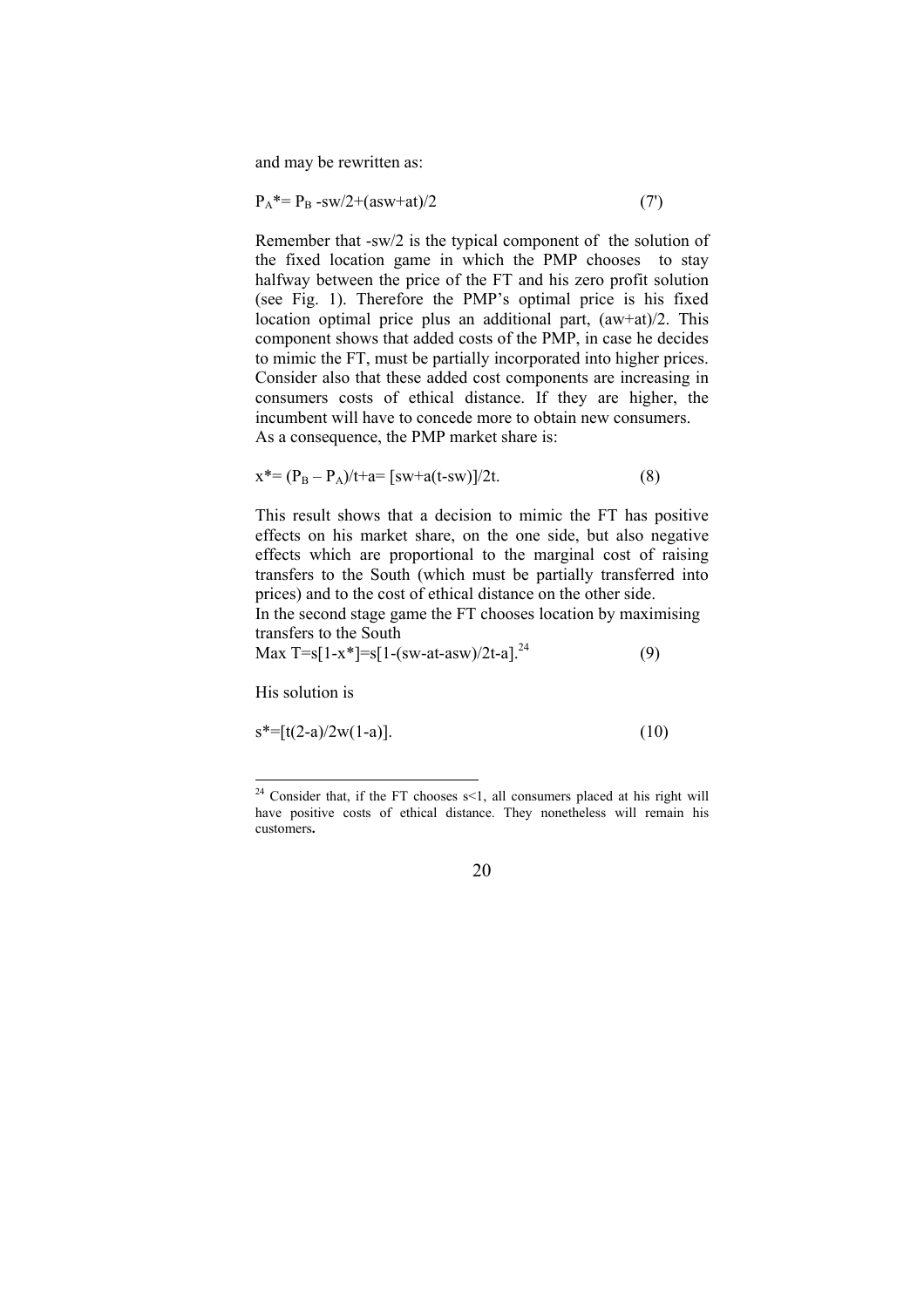and may be rewritten as:

$$P_A^* = P_B - sw/2 + (asw+at)/2 \qquad (7')$$

Remember that -sw/2 is the typical component of the solution of the fixed location game in which the PMP chooses to stay halfway between the price of the FT and his zero profit solution (see Fig. 1). Therefore the PMP's optimal price is his fixed location optimal price plus an additional part, (aw+at)/2. This component shows that added costs of the PMP, in case he decides to mimic the FT, must be partially incorporated into higher prices. Consider also that these added cost components are increasing in consumers costs of ethical distance. If they are higher, the incumbent will have to concede more to obtain new consumers.
As a consequence, the PMP market share is:

$$x^* = (P_B - P_A)/t + a = [sw + a(t - sw)]/2t. \qquad (8)$$

This result shows that a decision to mimic the FT has positive effects on his market share, on the one side, but also negative effects which are proportional to the marginal cost of raising transfers to the South (which must be partially transferred into prices) and to the cost of ethical distance on the other side.
In the second stage game the FT chooses location by maximising transfers to the South

$$\text{Max } T = s[1 - x^*] = s[1 - (sw - at - asw)/2t - a].[24] \qquad (9)$$

His solution is

$$s^* = [t(2-a)/2w(1-a)]. \qquad (10)$$

[24] Consider that, if the FT chooses $s<1$, all consumers placed at his right will have positive costs of ethical distance. They nonetheless will remain his customers**.**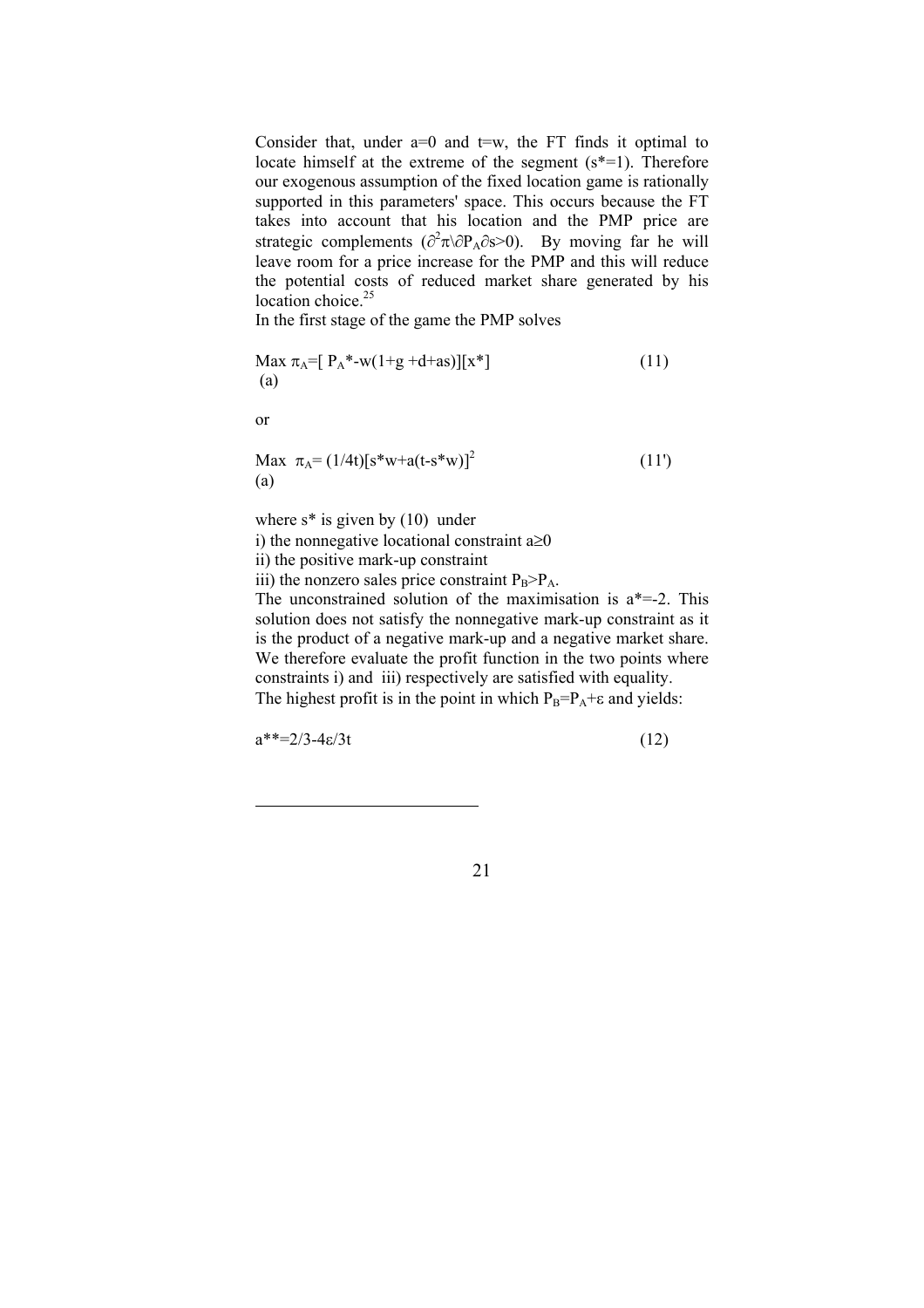Consider that, under $a=0$ and $t=w$, the FT finds it optimal to locate himself at the extreme of the segment ($s^*=1$). Therefore our exogenous assumption of the fixed location game is rationally supported in this parameters' space. This occurs because the FT takes into account that his location and the PMP price are strategic complements ($\partial^2\pi \backslash \partial P_A \partial s>0$). By moving far he will leave room for a price increase for the PMP and this will reduce the potential costs of reduced market share generated by his location choice.[25]

In the first stage of the game the PMP solves

$$\underset{(a)}{\text{Max}}\ \pi_A=[\ P_A^*-w(1+g+d+as)][x^*] \tag{11}$$

or

$$\underset{(a)}{\text{Max}}\ \pi_A=(1/4t)[s^*w+a(t-s^*w)]^2 \tag{11'}$$

where $s^*$ is given by (10) under

i) the nonnegative locational constraint $a\geq 0$

ii) the positive mark-up constraint

iii) the nonzero sales price constraint $P_B>P_A$.

The unconstrained solution of the maximisation is $a^*=-2$. This solution does not satisfy the nonnegative mark-up constraint as it is the product of a negative mark-up and a negative market share. We therefore evaluate the profit function in the two points where constraints i) and iii) respectively are satisfied with equality.

The highest profit is in the point in which $P_B=P_A+\varepsilon$ and yields:

$$a^{**}=2/3-4\varepsilon/3t \tag{12}$$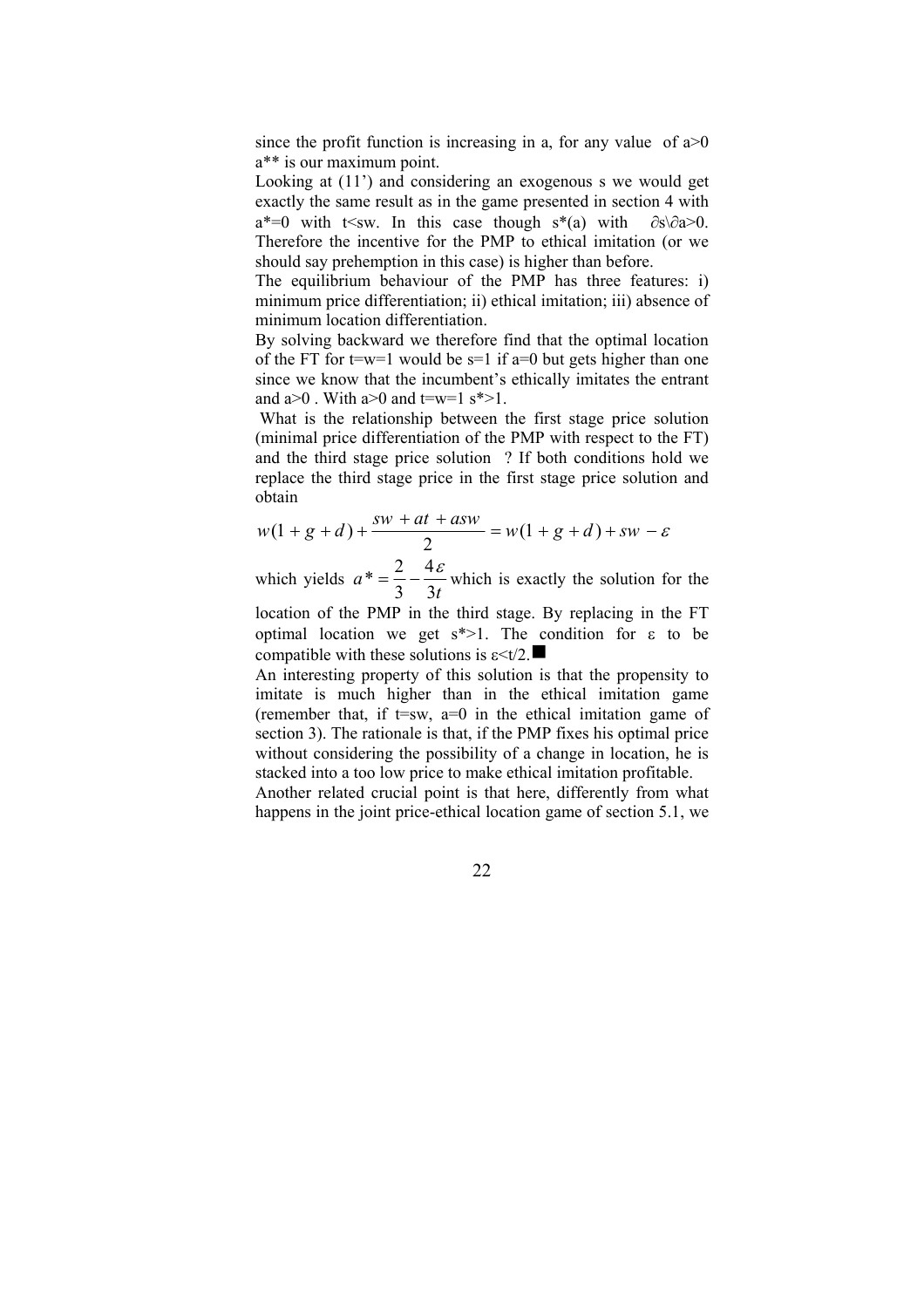since the profit function is increasing in a, for any value of $a>0$ $a^{**}$ is our maximum point.

Looking at (11') and considering an exogenous s we would get exactly the same result as in the game presented in section 4 with $a^*=0$ with $t<sw$. In this case though $s^*(a)$ with $\partial s \backslash \partial a>0$. Therefore the incentive for the PMP to ethical imitation (or we should say prehemption in this case) is higher than before.

The equilibrium behaviour of the PMP has three features: i) minimum price differentiation; ii) ethical imitation; iii) absence of minimum location differentiation.

By solving backward we therefore find that the optimal location of the FT for $t=w=1$ would be $s=1$ if $a=0$ but gets higher than one since we know that the incumbent's ethically imitates the entrant and $a>0$ . With $a>0$ and $t=w=1$ $s^*>1$.

What is the relationship between the first stage price solution (minimal price differentiation of the PMP with respect to the FT) and the third stage price solution ? If both conditions hold we replace the third stage price in the first stage price solution and obtain

$$w(1+g+d)+\frac{sw+at+asw}{2}=w(1+g+d)+sw-\varepsilon$$

which yields $a^*=\frac{2}{3}-\frac{4\varepsilon}{3t}$ which is exactly the solution for the location of the PMP in the third stage. By replacing in the FT optimal location we get $s^*>1$. The condition for $\varepsilon$ to be compatible with these solutions is $\varepsilon<t/2$. ■

An interesting property of this solution is that the propensity to imitate is much higher than in the ethical imitation game (remember that, if $t=sw$, $a=0$ in the ethical imitation game of section 3). The rationale is that, if the PMP fixes his optimal price without considering the possibility of a change in location, he is stacked into a too low price to make ethical imitation profitable.

Another related crucial point is that here, differently from what happens in the joint price-ethical location game of section 5.1, we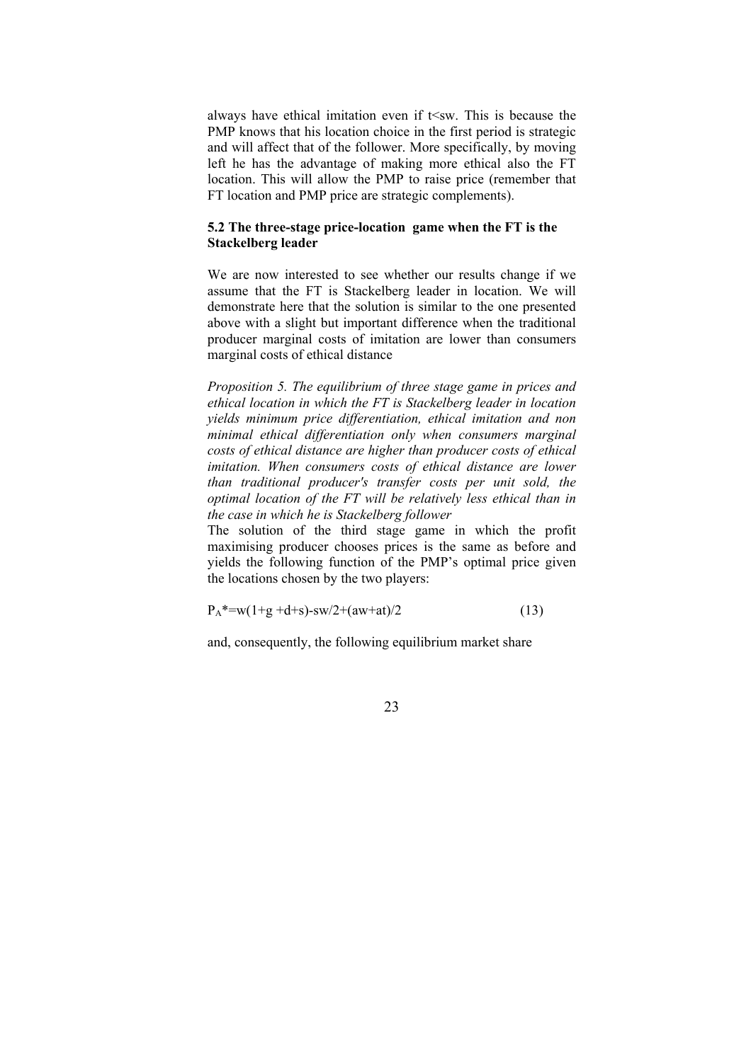always have ethical imitation even if $t<sw$. This is because the PMP knows that his location choice in the first period is strategic and will affect that of the follower. More specifically, by moving left he has the advantage of making more ethical also the FT location. This will allow the PMP to raise price (remember that FT location and PMP price are strategic complements).

### 5.2 The three-stage price-location game when the FT is the Stackelberg leader

We are now interested to see whether our results change if we assume that the FT is Stackelberg leader in location. We will demonstrate here that the solution is similar to the one presented above with a slight but important difference when the traditional producer marginal costs of imitation are lower than consumers marginal costs of ethical distance

*Proposition 5. The equilibrium of three stage game in prices and ethical location in which the FT is Stackelberg leader in location yields minimum price differentiation, ethical imitation and non minimal ethical differentiation only when consumers marginal costs of ethical distance are higher than producer costs of ethical imitation. When consumers costs of ethical distance are lower than traditional producer's transfer costs per unit sold, the optimal location of the FT will be relatively less ethical than in the case in which he is Stackelberg follower*

The solution of the third stage game in which the profit maximising producer chooses prices is the same as before and yields the following function of the PMP's optimal price given the locations chosen by the two players:

$$P_A^*=w(1+g+d+s)-sw/2+(aw+at)/2 \qquad (13)$$

and, consequently, the following equilibrium market share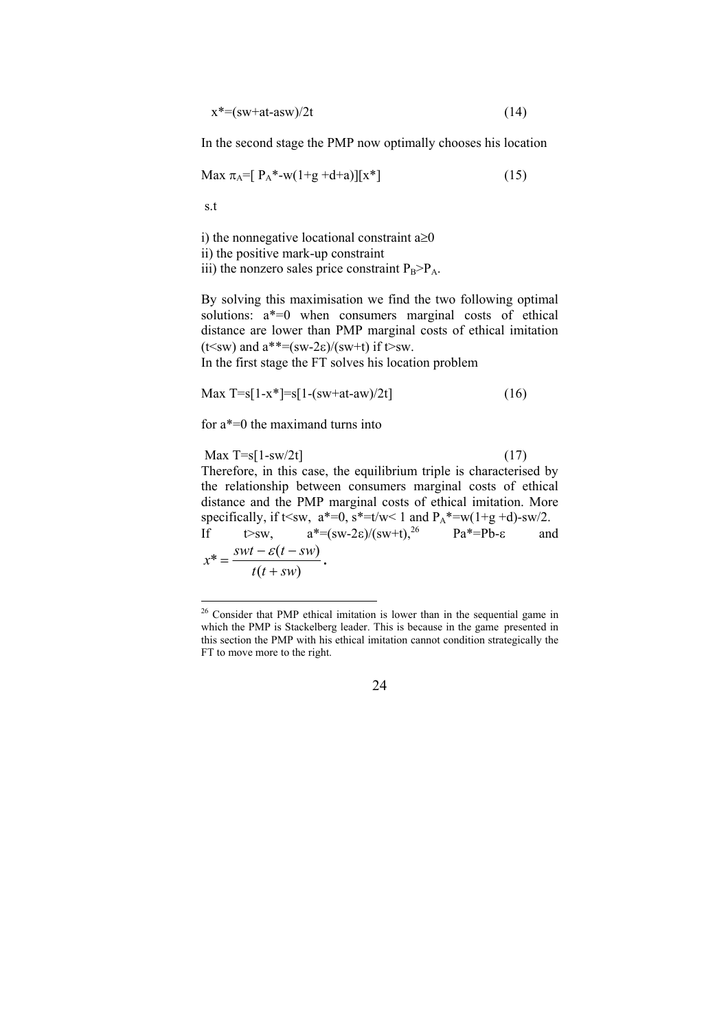$$x^*=(sw+at-asw)/2t \tag{14}$$

In the second stage the PMP now optimally chooses his location

$$\text{Max } \pi_A=[\,P_A^*-w(1+g+d+a)][x^*] \tag{15}$$

s.t

i) the nonnegative locational constraint $a\geq 0$
ii) the positive mark-up constraint
iii) the nonzero sales price constraint $P_B>P_A$.

By solving this maximisation we find the two following optimal solutions: $a^*=0$ when consumers marginal costs of ethical distance are lower than PMP marginal costs of ethical imitation ($t<sw$) and $a^{**}=(sw-2\varepsilon)/(sw+t)$ if $t>sw$.
In the first stage the FT solves his location problem

$$\text{Max } T=s[1-x^*]=s[1-(sw+at-aw)/2t] \tag{16}$$

for $a^*=0$ the maximand turns into

$$\text{Max } T=s[1-sw/2t] \tag{17}$$

Therefore, in this case, the equilibrium triple is characterised by the relationship between consumers marginal costs of ethical distance and the PMP marginal costs of ethical imitation. More specifically, if $t<sw$, $a^*=0$, $s^*=t/w<1$ and $P_A^*=w(1+g+d)-sw/2$.
If $t>sw$, $a^*=(sw-2\varepsilon)/(sw+t)$,[26] $Pa^*=Pb-\varepsilon$ and $x^*=\dfrac{swt-\varepsilon(t-sw)}{t(t+sw)}$.

[26] Consider that PMP ethical imitation is lower than in the sequential game in which the PMP is Stackelberg leader. This is because in the game presented in this section the PMP with his ethical imitation cannot condition strategically the FT to move more to the right.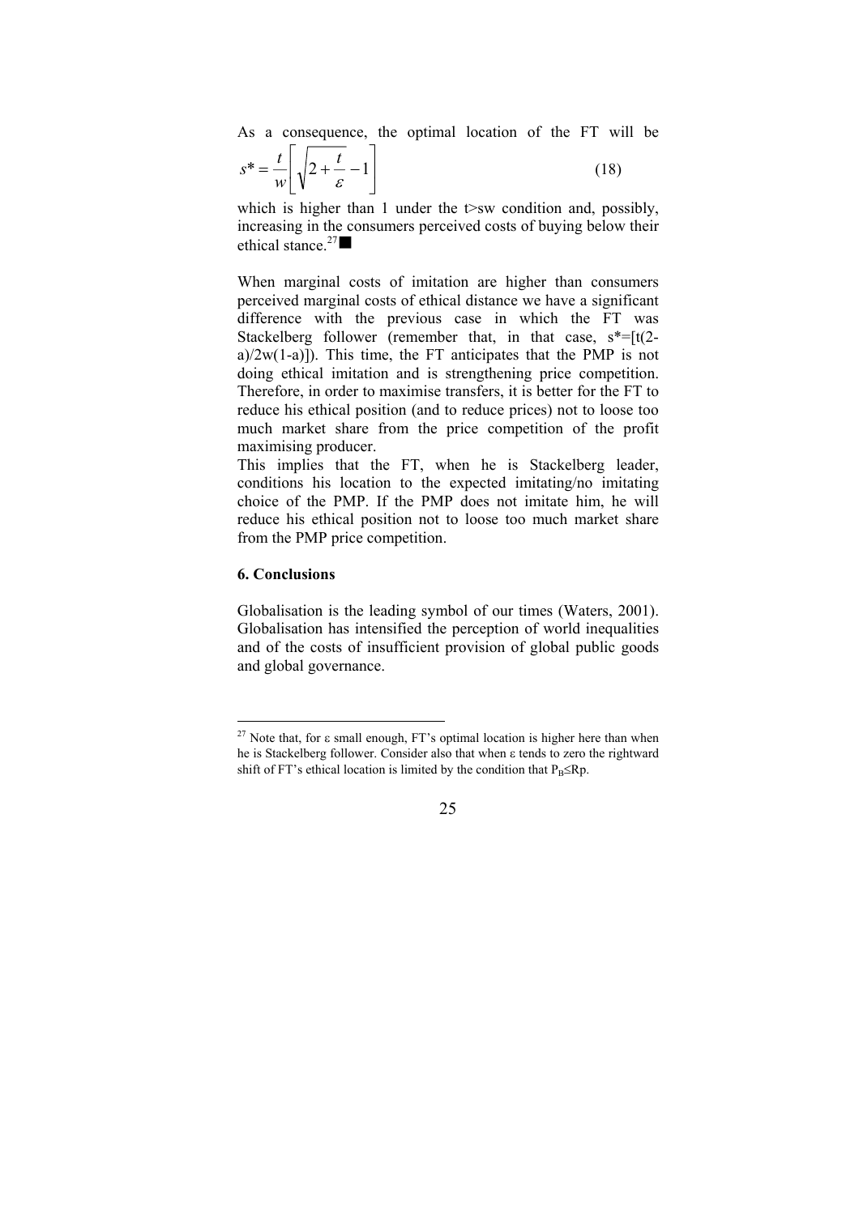As a consequence, the optimal location of the FT will be

$$s^* = \frac{t}{w}\left[\sqrt{2+\frac{t}{\varepsilon}}-1\right] \quad (18)$$

which is higher than 1 under the $t > sw$ condition and, possibly, increasing in the consumers perceived costs of buying below their ethical stance.[27] ■

When marginal costs of imitation are higher than consumers perceived marginal costs of ethical distance we have a significant difference with the previous case in which the FT was Stackelberg follower (remember that, in that case, $s^*=[t(2-a)/2w(1-a)]$). This time, the FT anticipates that the PMP is not doing ethical imitation and is strengthening price competition. Therefore, in order to maximise transfers, it is better for the FT to reduce his ethical position (and to reduce prices) not to loose too much market share from the price competition of the profit maximising producer.

This implies that the FT, when he is Stackelberg leader, conditions his location to the expected imitating/no imitating choice of the PMP. If the PMP does not imitate him, he will reduce his ethical position not to loose too much market share from the PMP price competition.

## 6. Conclusions

Globalisation is the leading symbol of our times (Waters, 2001). Globalisation has intensified the perception of world inequalities and of the costs of insufficient provision of global public goods and global governance.

---

[27] Note that, for $\varepsilon$ small enough, FT's optimal location is higher here than when he is Stackelberg follower. Consider also that when $\varepsilon$ tends to zero the rightward shift of FT's ethical location is limited by the condition that $P_B \leq Rp$.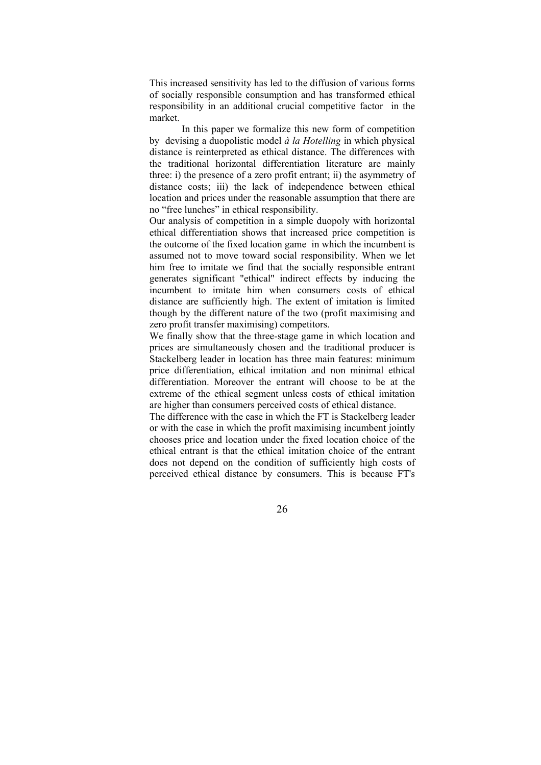This increased sensitivity has led to the diffusion of various forms of socially responsible consumption and has transformed ethical responsibility in an additional crucial competitive factor in the market.

In this paper we formalize this new form of competition by devising a duopolistic model *à la Hotelling* in which physical distance is reinterpreted as ethical distance. The differences with the traditional horizontal differentiation literature are mainly three: i) the presence of a zero profit entrant; ii) the asymmetry of distance costs; iii) the lack of independence between ethical location and prices under the reasonable assumption that there are no "free lunches" in ethical responsibility.

Our analysis of competition in a simple duopoly with horizontal ethical differentiation shows that increased price competition is the outcome of the fixed location game in which the incumbent is assumed not to move toward social responsibility. When we let him free to imitate we find that the socially responsible entrant generates significant "ethical" indirect effects by inducing the incumbent to imitate him when consumers costs of ethical distance are sufficiently high. The extent of imitation is limited though by the different nature of the two (profit maximising and zero profit transfer maximising) competitors.

We finally show that the three-stage game in which location and prices are simultaneously chosen and the traditional producer is Stackelberg leader in location has three main features: minimum price differentiation, ethical imitation and non minimal ethical differentiation. Moreover the entrant will choose to be at the extreme of the ethical segment unless costs of ethical imitation are higher than consumers perceived costs of ethical distance.

The difference with the case in which the FT is Stackelberg leader or with the case in which the profit maximising incumbent jointly chooses price and location under the fixed location choice of the ethical entrant is that the ethical imitation choice of the entrant does not depend on the condition of sufficiently high costs of perceived ethical distance by consumers. This is because FT's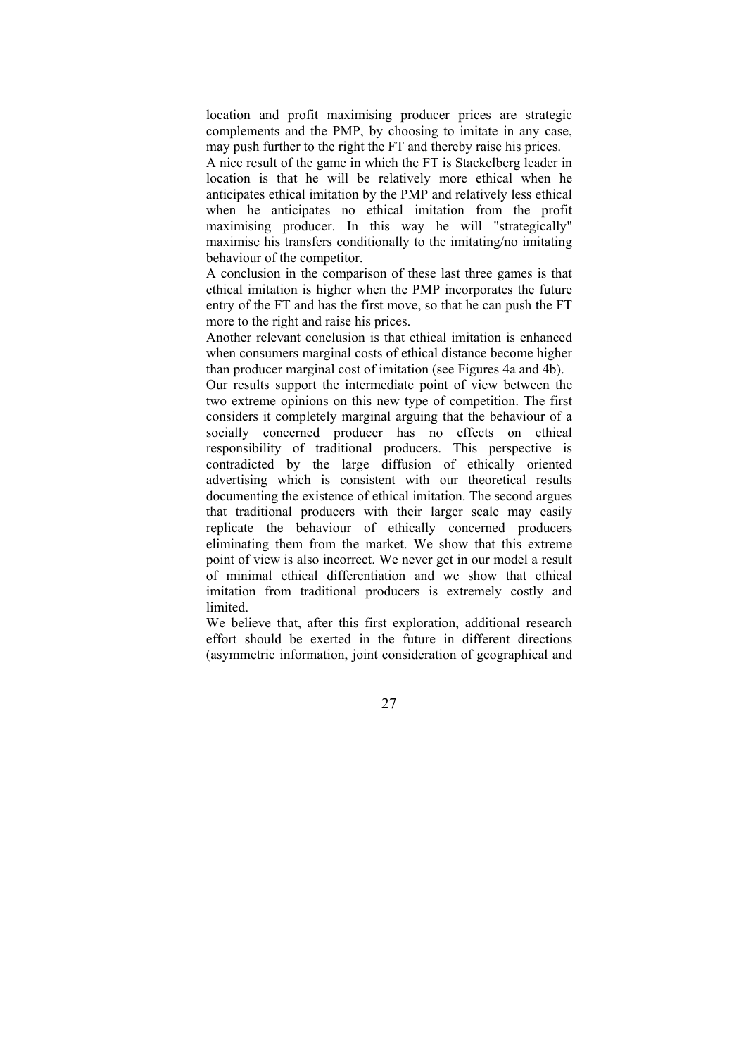location and profit maximising producer prices are strategic complements and the PMP, by choosing to imitate in any case, may push further to the right the FT and thereby raise his prices.

A nice result of the game in which the FT is Stackelberg leader in location is that he will be relatively more ethical when he anticipates ethical imitation by the PMP and relatively less ethical when he anticipates no ethical imitation from the profit maximising producer. In this way he will "strategically" maximise his transfers conditionally to the imitating/no imitating behaviour of the competitor.

A conclusion in the comparison of these last three games is that ethical imitation is higher when the PMP incorporates the future entry of the FT and has the first move, so that he can push the FT more to the right and raise his prices.

Another relevant conclusion is that ethical imitation is enhanced when consumers marginal costs of ethical distance become higher than producer marginal cost of imitation (see Figures 4a and 4b).

Our results support the intermediate point of view between the two extreme opinions on this new type of competition. The first considers it completely marginal arguing that the behaviour of a socially concerned producer has no effects on ethical responsibility of traditional producers. This perspective is contradicted by the large diffusion of ethically oriented advertising which is consistent with our theoretical results documenting the existence of ethical imitation. The second argues that traditional producers with their larger scale may easily replicate the behaviour of ethically concerned producers eliminating them from the market. We show that this extreme point of view is also incorrect. We never get in our model a result of minimal ethical differentiation and we show that ethical imitation from traditional producers is extremely costly and limited.

We believe that, after this first exploration, additional research effort should be exerted in the future in different directions (asymmetric information, joint consideration of geographical and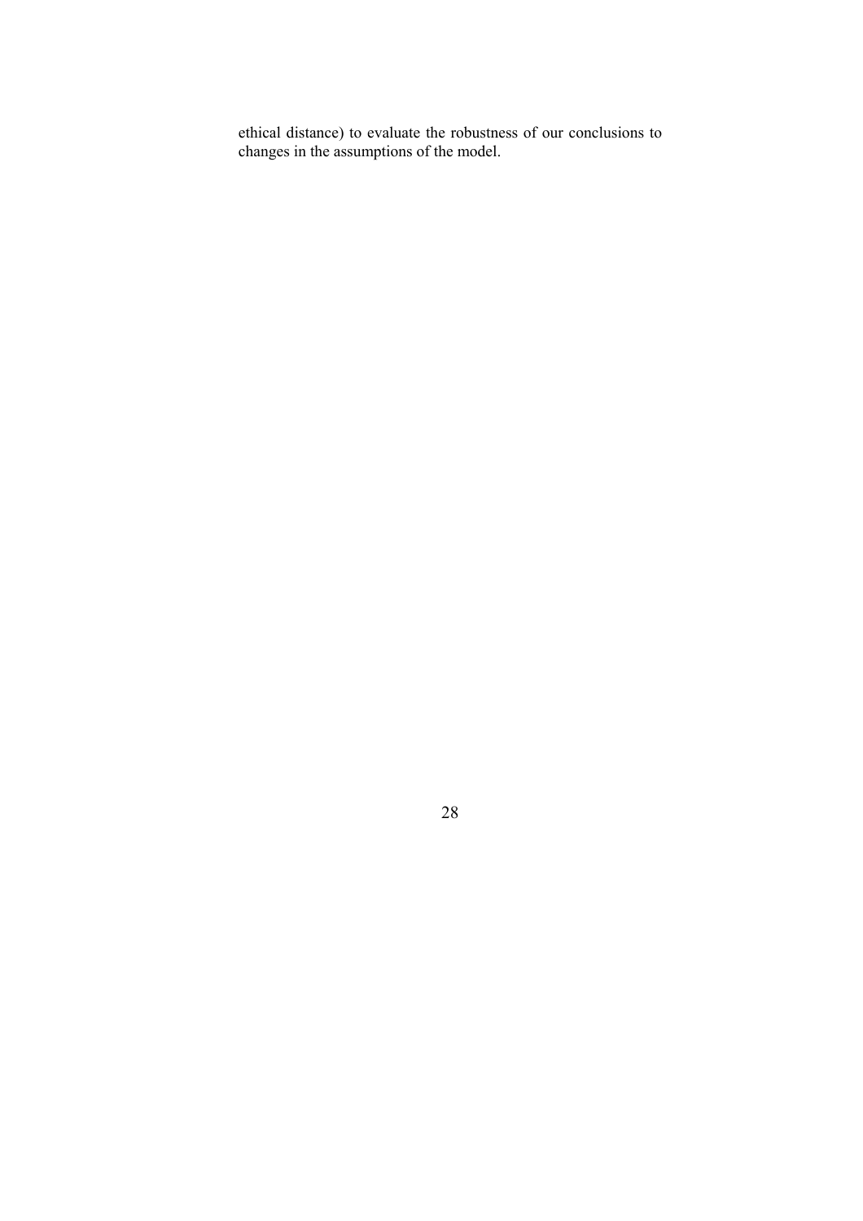ethical distance) to evaluate the robustness of our conclusions to changes in the assumptions of the model.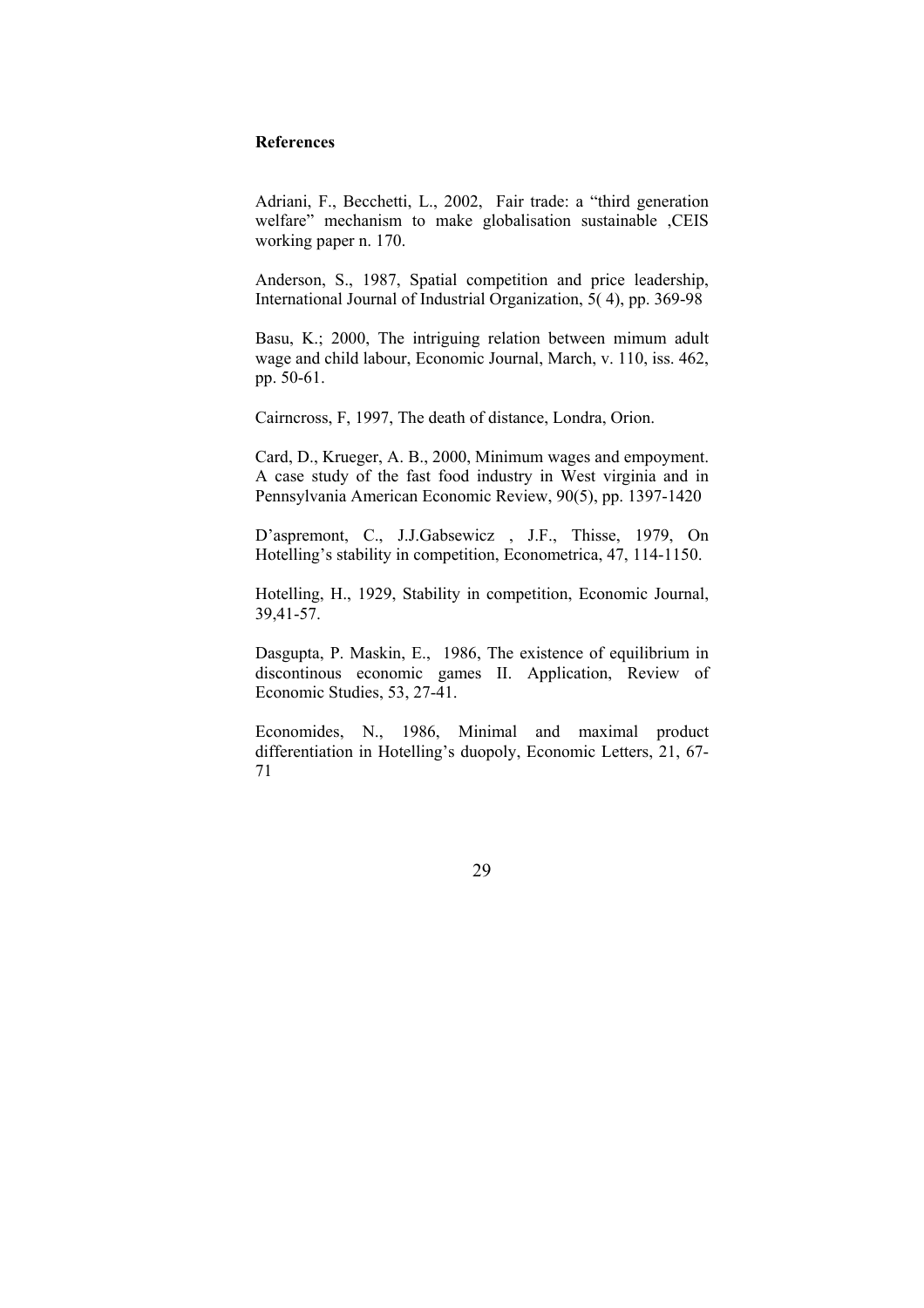**References**

Adriani, F., Becchetti, L., 2002, Fair trade: a "third generation welfare" mechanism to make globalisation sustainable ,CEIS working paper n. 170.

Anderson, S., 1987, Spatial competition and price leadership, International Journal of Industrial Organization, 5( 4), pp. 369-98

Basu, K.; 2000, The intriguing relation between mimum adult wage and child labour, Economic Journal, March, v. 110, iss. 462, pp. 50-61.

Cairncross, F, 1997, The death of distance, Londra, Orion.

Card, D., Krueger, A. B., 2000, Minimum wages and empoyment. A case study of the fast food industry in West virginia and in Pennsylvania American Economic Review, 90(5), pp. 1397-1420

D'aspremont, C., J.J.Gabsewicz , J.F., Thisse, 1979, On Hotelling's stability in competition, Econometrica, 47, 114-1150.

Hotelling, H., 1929, Stability in competition, Economic Journal, 39,41-57.

Dasgupta, P. Maskin, E., 1986, The existence of equilibrium in discontinous economic games II. Application, Review of Economic Studies, 53, 27-41.

Economides, N., 1986, Minimal and maximal product differentiation in Hotelling's duopoly, Economic Letters, 21, 67-71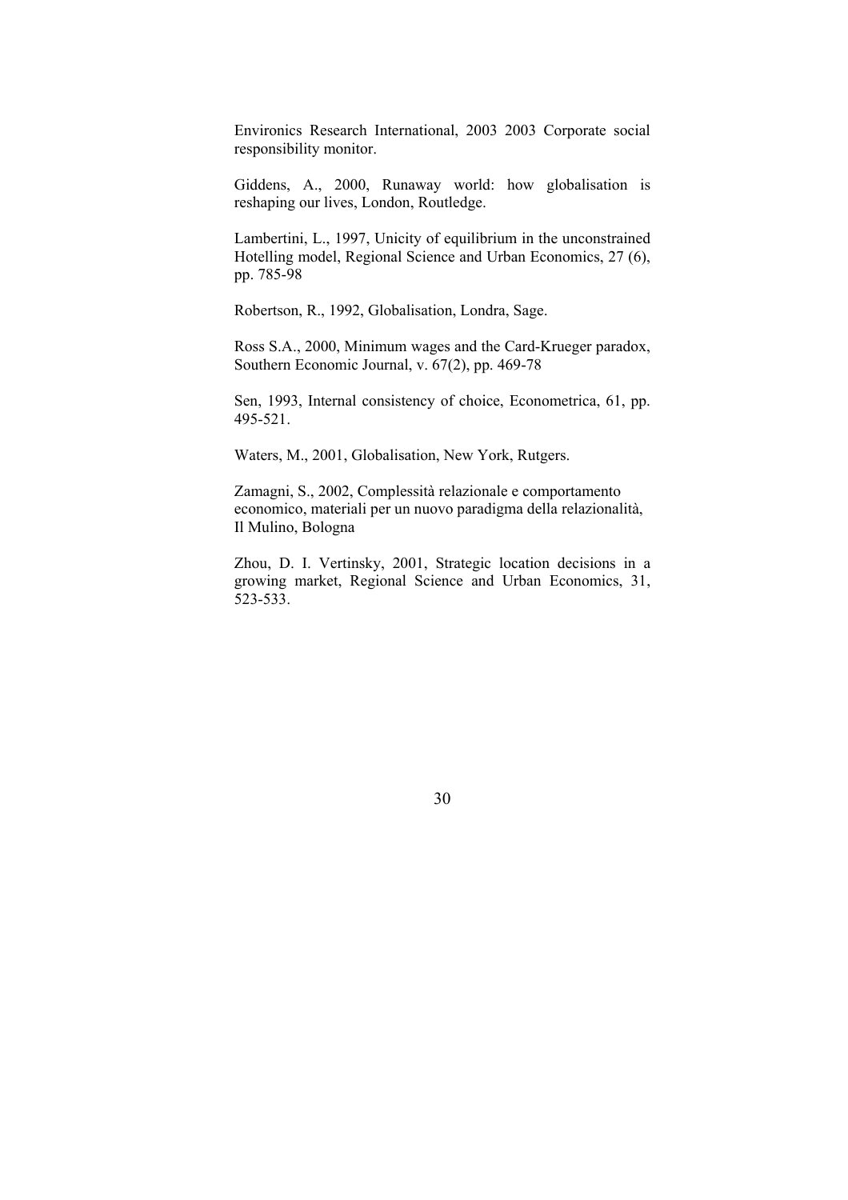Environics Research International, 2003 2003 Corporate social responsibility monitor.

Giddens, A., 2000, Runaway world: how globalisation is reshaping our lives, London, Routledge.

Lambertini, L., 1997, Unicity of equilibrium in the unconstrained Hotelling model, Regional Science and Urban Economics, 27 (6), pp. 785-98

Robertson, R., 1992, Globalisation, Londra, Sage.

Ross S.A., 2000, Minimum wages and the Card-Krueger paradox, Southern Economic Journal, v. 67(2), pp. 469-78

Sen, 1993, Internal consistency of choice, Econometrica, 61, pp. 495-521.

Waters, M., 2001, Globalisation, New York, Rutgers.

Zamagni, S., 2002, Complessità relazionale e comportamento economico, materiali per un nuovo paradigma della relazionalità, Il Mulino, Bologna

Zhou, D. I. Vertinsky, 2001, Strategic location decisions in a growing market, Regional Science and Urban Economics, 31, 523-533.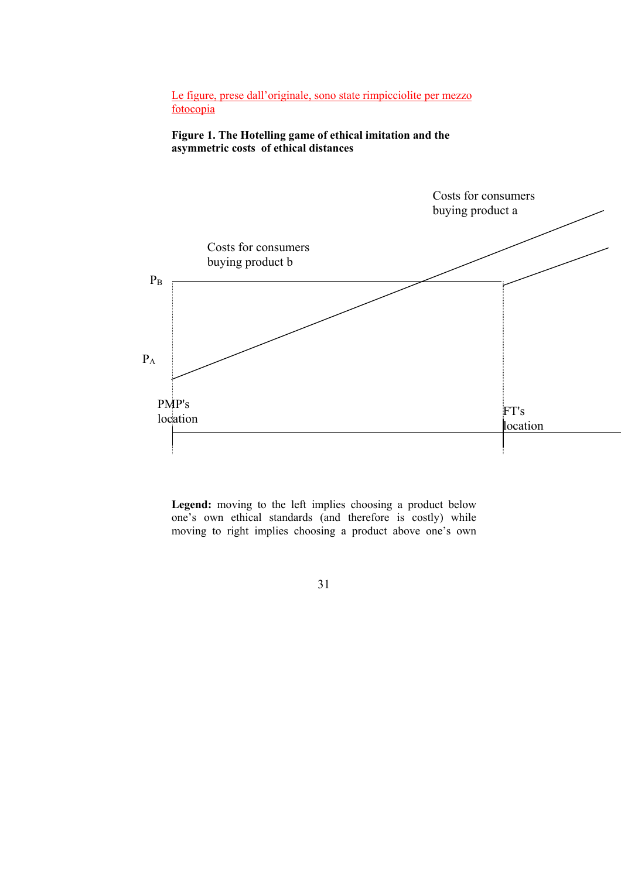Le figure, prese dall'originale, sono state rimpicciolite per mezzo fotocopia

**Figure 1. The Hotelling game of ethical imitation and the asymmetric costs of ethical distances**

Costs for consumers buying product a

Costs for consumers buying product b

$P_B$

$P_A$

PMP's location

FT's location

**Legend:** moving to the left implies choosing a product below one's own ethical standards (and therefore is costly) while moving to right implies choosing a product above one's own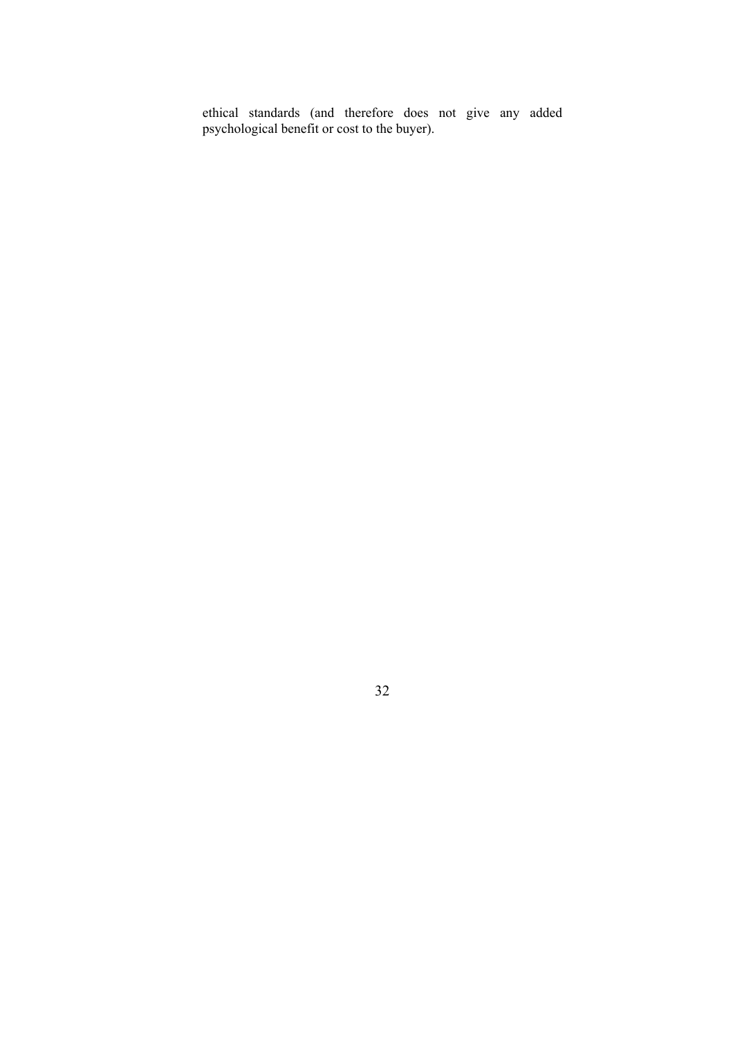ethical standards (and therefore does not give any added psychological benefit or cost to the buyer).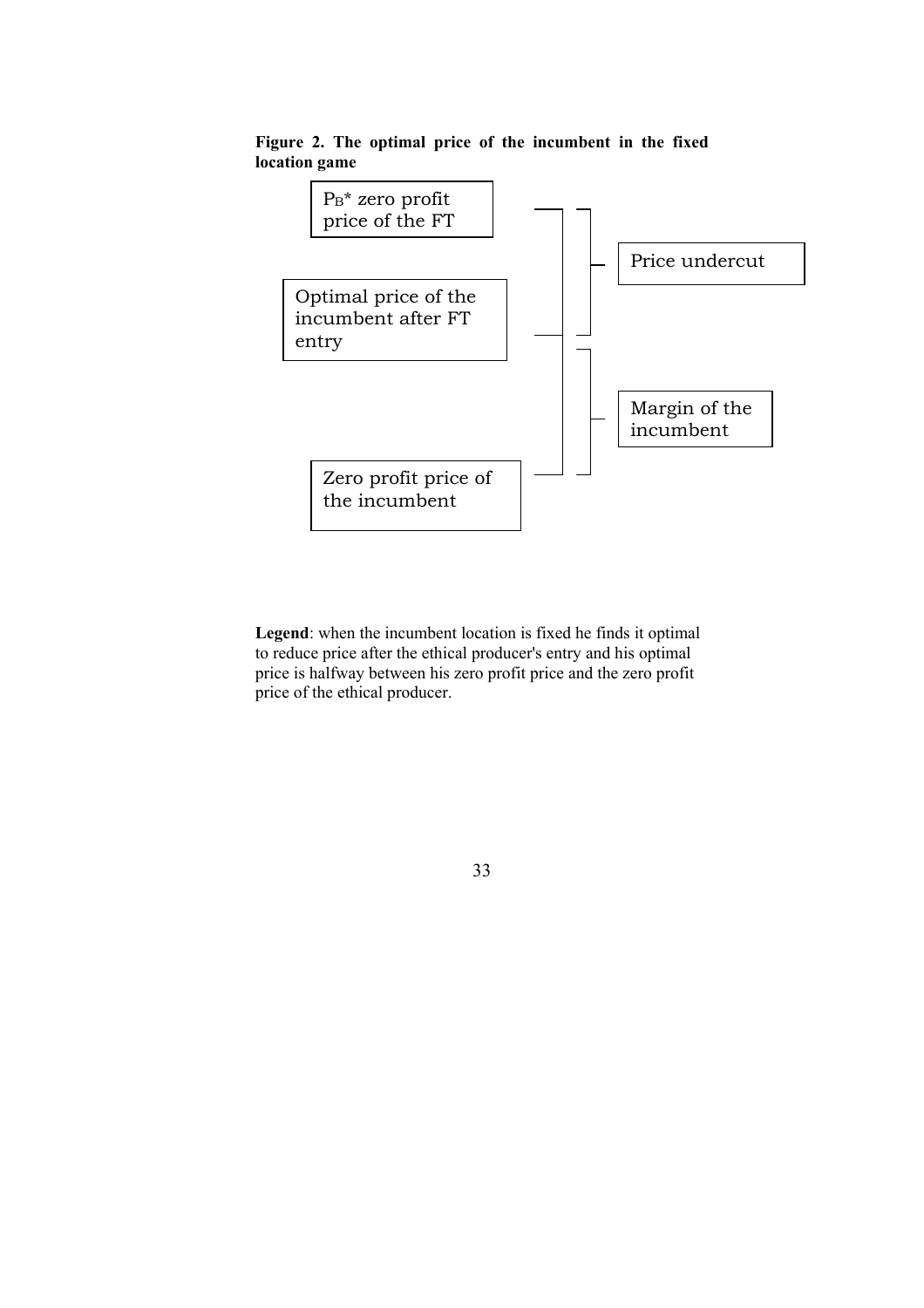**Figure 2. The optimal price of the incumbent in the fixed location game**

$P_B$* zero profit price of the FT

Price undercut

Optimal price of the incumbent after FT entry

Margin of the incumbent

Zero profit price of the incumbent

**Legend**: when the incumbent location is fixed he finds it optimal to reduce price after the ethical producer's entry and his optimal price is halfway between his zero profit price and the zero profit price of the ethical producer.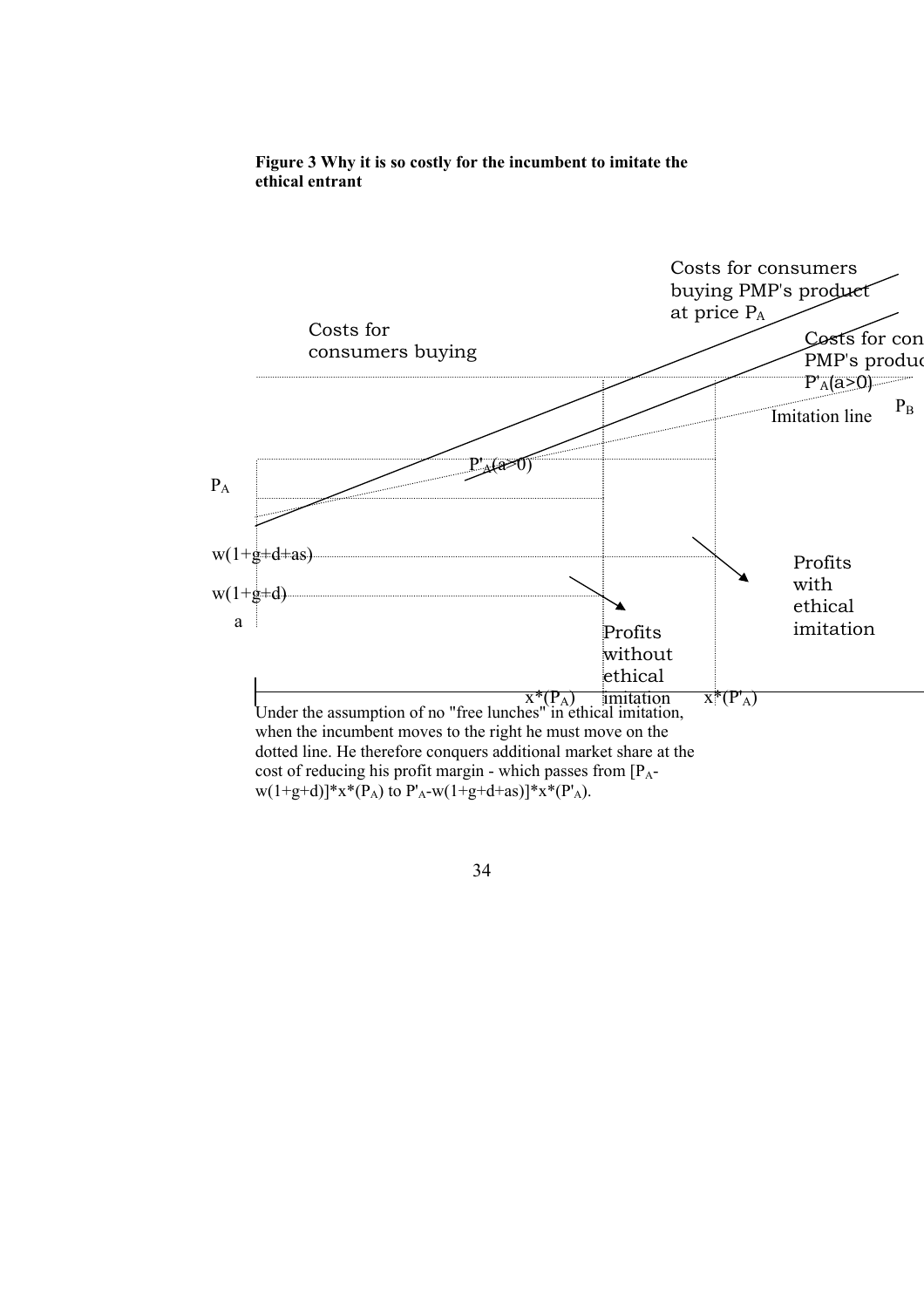**Figure 3 Why it is so costly for the incumbent to imitate the ethical entrant**

Costs for consumers buying PMP's product at price $P_A$

Costs for consumers buying

Costs for con PMP's produc $P'_A(a>0)$

Imitation line

$P_B$

$P'_A(a>0)$

$P_A$

$w(1+g+d+as)$

$w(1+g+d)$

a

Profits with ethical imitation

Profits without ethical imitation

$x^*(P_A)$ $x^*(P'_A)$

Under the assumption of no "free lunches" in ethical imitation, when the incumbent moves to the right he must move on the dotted line. He therefore conquers additional market share at the cost of reducing his profit margin - which passes from $[P_A - w(1+g+d)]*x^*(P_A)$ to $P'_A - w(1+g+d+as)]*x^*(P'_A)$.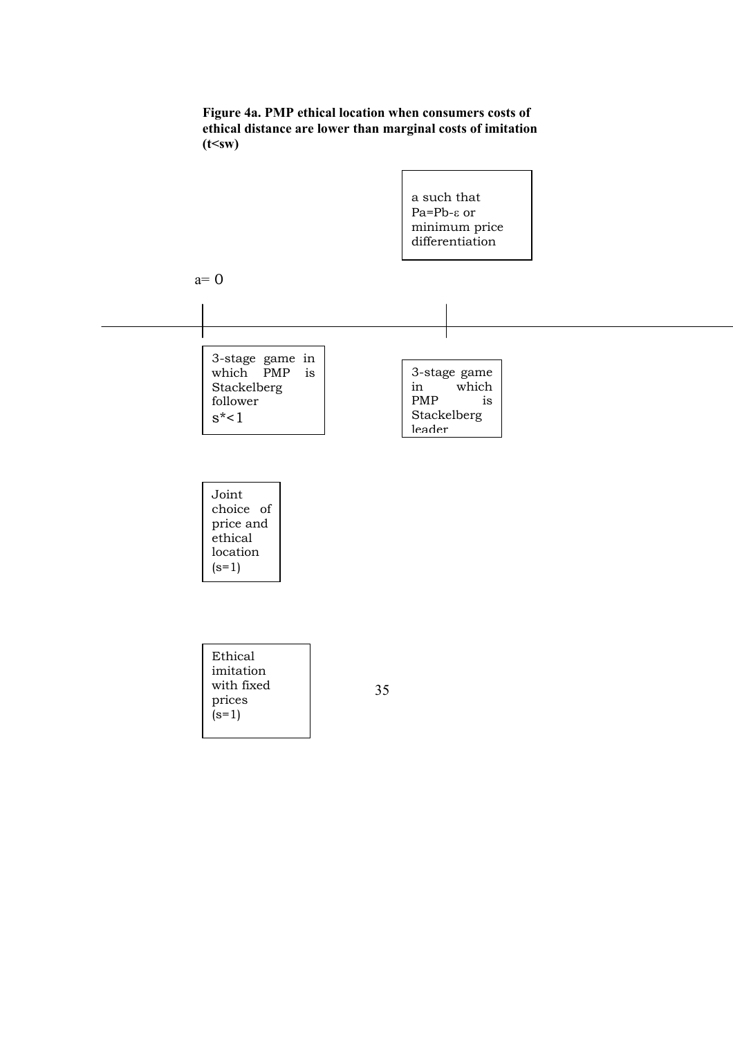**Figure 4a. PMP ethical location when consumers costs of ethical distance are lower than marginal costs of imitation ($t<sw$)**

a such that $P_a=P_b-\varepsilon$ or minimum price differentiation

a= 0

3-stage game in which PMP is Stackelberg follower $s^*<1$

3-stage game in which PMP is Stackelberg leader

Joint choice of price and ethical location ($s=1$)

Ethical imitation with fixed prices ($s=1$)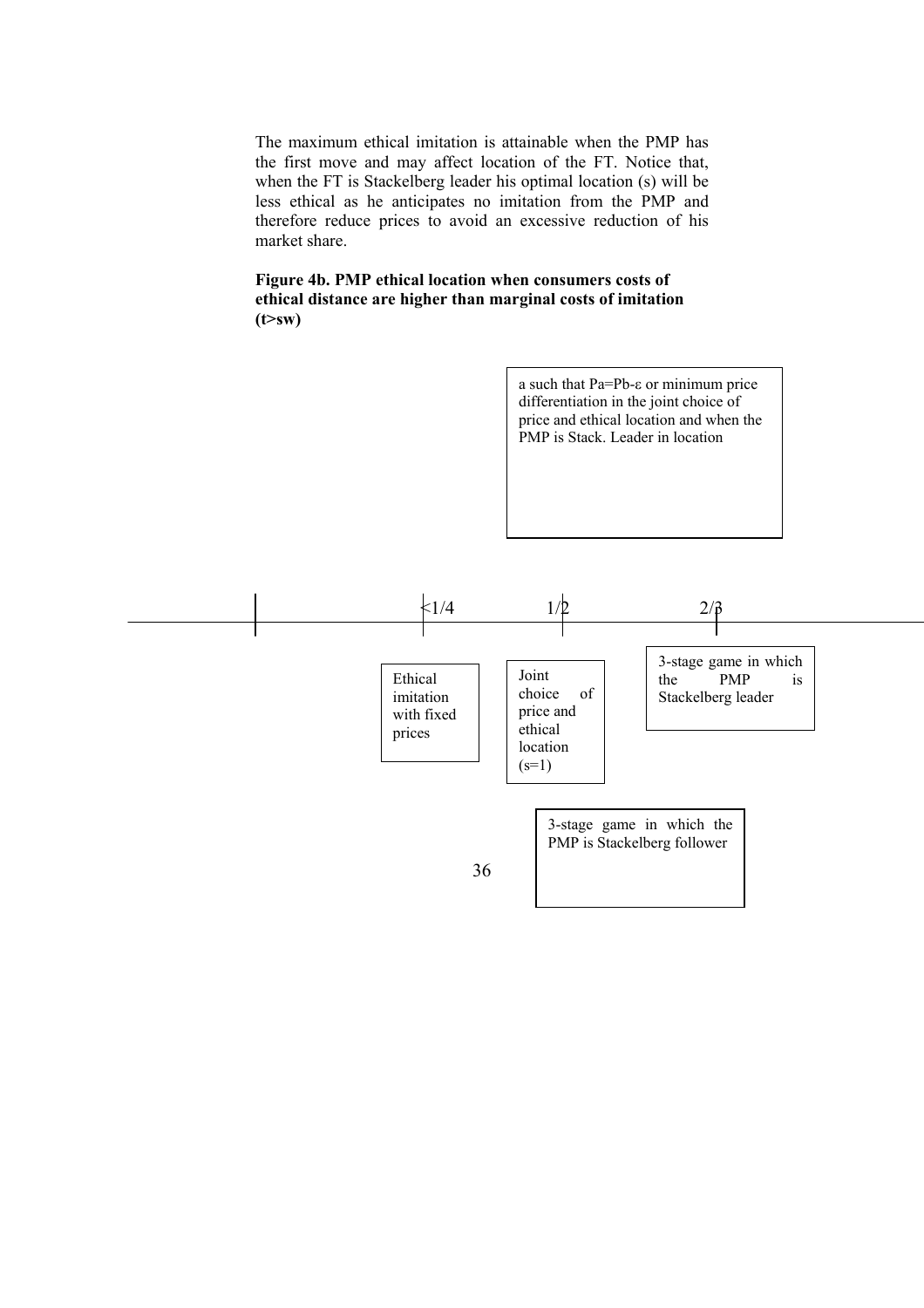The maximum ethical imitation is attainable when the PMP has the first move and may affect location of the FT. Notice that, when the FT is Stackelberg leader his optimal location (s) will be less ethical as he anticipates no imitation from the PMP and therefore reduce prices to avoid an excessive reduction of his market share.

**Figure 4b. PMP ethical location when consumers costs of ethical distance are higher than marginal costs of imitation (t>sw)**

a such that Pa=Pb-ε or minimum price differentiation in the joint choice of price and ethical location and when the PMP is Stack. Leader in location

<1/4 — Ethical imitation with fixed prices

1/2 — Joint choice of price and ethical location (s=1)

2/3 — 3-stage game in which the PMP is Stackelberg leader

3-stage game in which the PMP is Stackelberg follower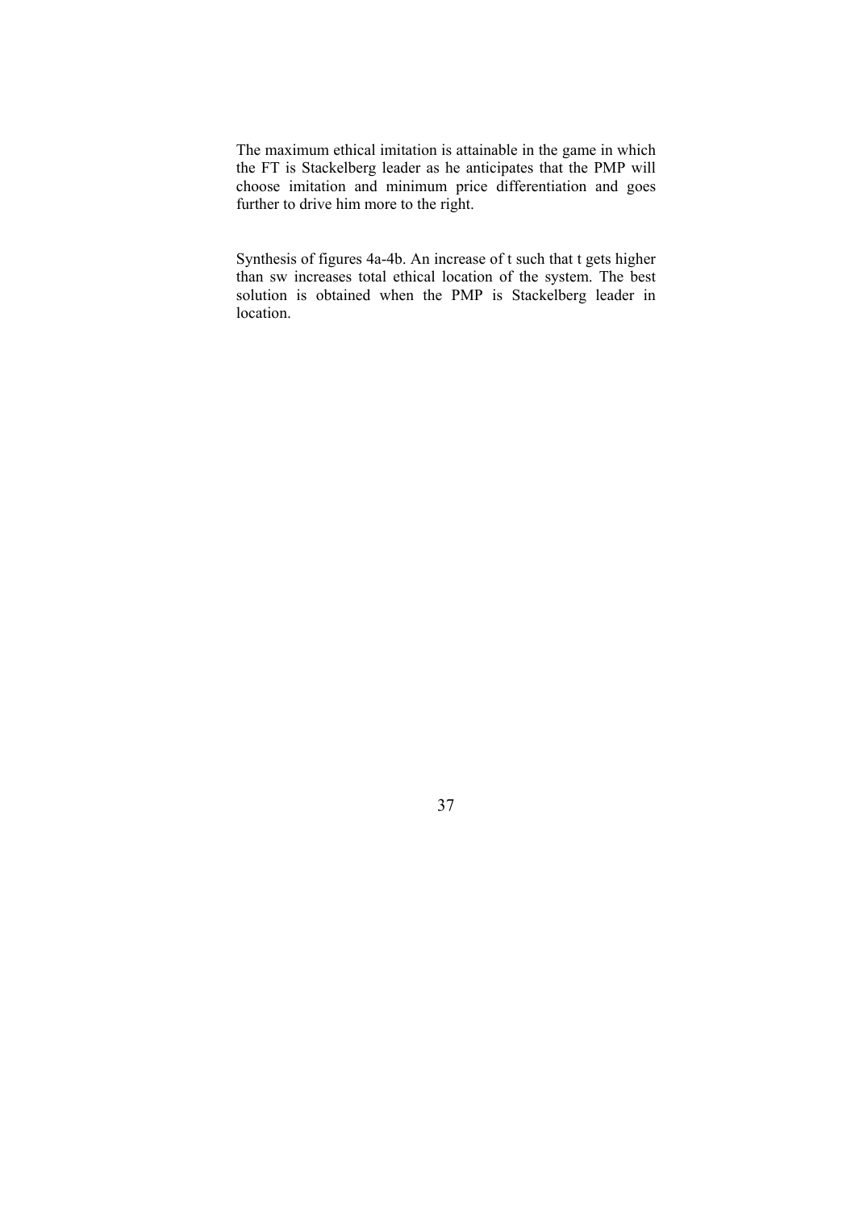The maximum ethical imitation is attainable in the game in which the FT is Stackelberg leader as he anticipates that the PMP will choose imitation and minimum price differentiation and goes further to drive him more to the right.

Synthesis of figures 4a-4b. An increase of t such that t gets higher than sw increases total ethical location of the system. The best solution is obtained when the PMP is Stackelberg leader in location.